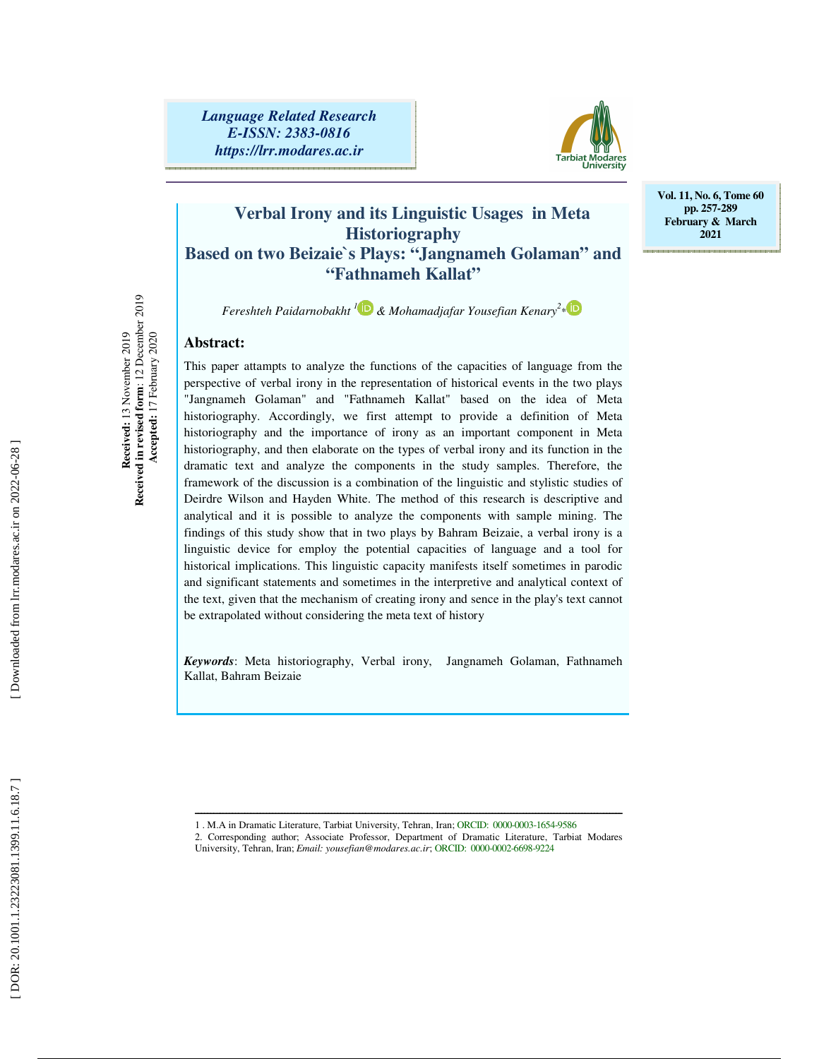Language Related Research
E-ISSN: 2383-0816
https://lrr.modares.ac.ir

Vol. 11, No. 6, Tome 60
pp. 257-289
February & March 2021

# Verbal Irony and its Linguistic Usages in Meta Historiography Based on two Beizaie`s Plays: "Jangnameh Golaman" and "Fathnameh Kallat"

*Fereshteh Paidarnobakht* [1] & *Mohamadjafar Yousefian Kenary* [2]*

**Received:** 13 November 2019
**Received in revised form:** 12 December 2019
**Accepted:** 17 February 2020

## Abstract:

This paper attampts to analyze the functions of the capacities of language from the perspective of verbal irony in the representation of historical events in the two plays "Jangnameh Golaman" and "Fathnameh Kallat" based on the idea of Meta historiography. Accordingly, we first attempt to provide a definition of Meta historiography and the importance of irony as an important component in Meta historiography, and then elaborate on the types of verbal irony and its function in the dramatic text and analyze the components in the study samples. Therefore, the framework of the discussion is a combination of the linguistic and stylistic studies of Deirdre Wilson and Hayden White. The method of this research is descriptive and analytical and it is possible to analyze the components with sample mining. The findings of this study show that in two plays by Bahram Beizaie, a verbal irony is a linguistic device for employ the potential capacities of language and a tool for historical implications. This linguistic capacity manifests itself sometimes in parodic and significant statements and sometimes in the interpretive and analytical context of the text, given that the mechanism of creating irony and sence in the play's text cannot be extrapolated without considering the meta text of history

***Keywords***: Meta historiography, Verbal irony, Jangnameh Golaman, Fathnameh Kallat, Bahram Beizaie

---

1 . M.A in Dramatic Literature, Tarbiat University, Tehran, Iran; ORCID: 0000-0003-1654-9586
2. Corresponding author; Associate Professor, Department of Dramatic Literature, Tarbiat Modares University, Tehran, Iran; *Email: yousefian@modares.ac.ir*; ORCID: 0000-0002-6698-9224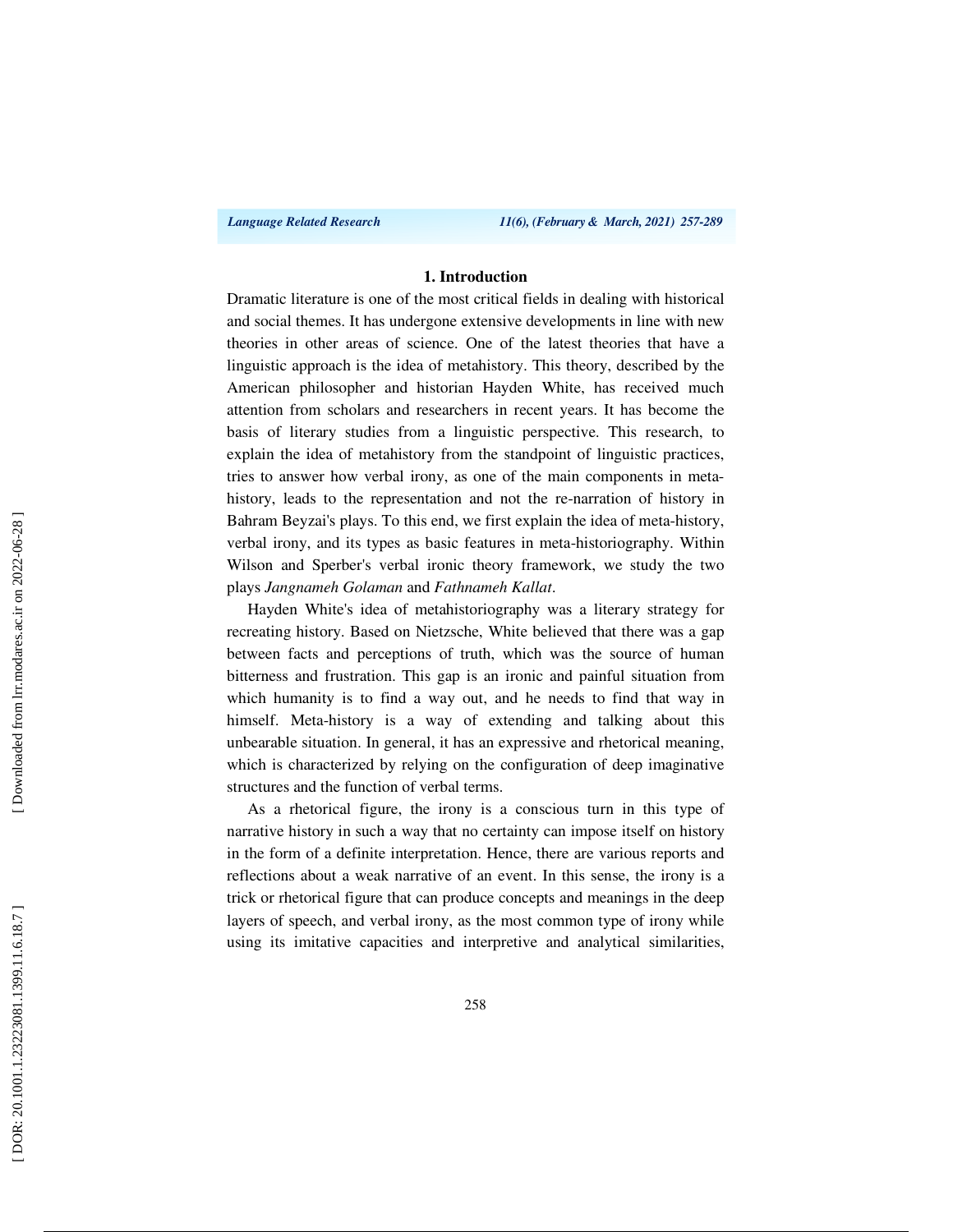## 1. Introduction

Dramatic literature is one of the most critical fields in dealing with historical and social themes. It has undergone extensive developments in line with new theories in other areas of science. One of the latest theories that have a linguistic approach is the idea of metahistory. This theory, described by the American philosopher and historian Hayden White, has received much attention from scholars and researchers in recent years. It has become the basis of literary studies from a linguistic perspective. This research, to explain the idea of metahistory from the standpoint of linguistic practices, tries to answer how verbal irony, as one of the main components in meta-history, leads to the representation and not the re-narration of history in Bahram Beyzai's plays. To this end, we first explain the idea of meta-history, verbal irony, and its types as basic features in meta-historiography. Within Wilson and Sperber's verbal ironic theory framework, we study the two plays *Jangnameh Golaman* and *Fathnameh Kallat*.

Hayden White's idea of metahistoriography was a literary strategy for recreating history. Based on Nietzsche, White believed that there was a gap between facts and perceptions of truth, which was the source of human bitterness and frustration. This gap is an ironic and painful situation from which humanity is to find a way out, and he needs to find that way in himself. Meta-history is a way of extending and talking about this unbearable situation. In general, it has an expressive and rhetorical meaning, which is characterized by relying on the configuration of deep imaginative structures and the function of verbal terms.

As a rhetorical figure, the irony is a conscious turn in this type of narrative history in such a way that no certainty can impose itself on history in the form of a definite interpretation. Hence, there are various reports and reflections about a weak narrative of an event. In this sense, the irony is a trick or rhetorical figure that can produce concepts and meanings in the deep layers of speech, and verbal irony, as the most common type of irony while using its imitative capacities and interpretive and analytical similarities,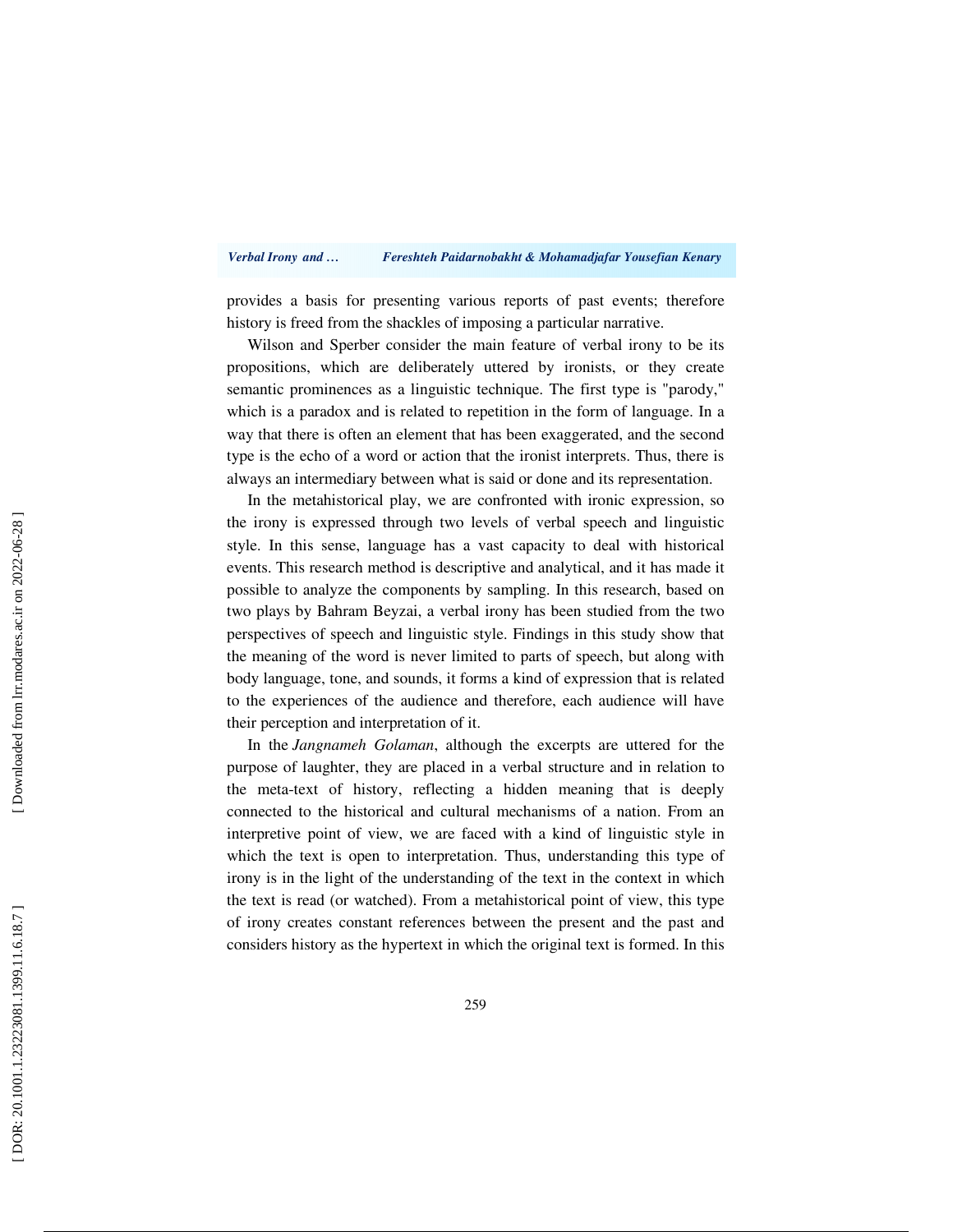provides a basis for presenting various reports of past events; therefore history is freed from the shackles of imposing a particular narrative.

Wilson and Sperber consider the main feature of verbal irony to be its propositions, which are deliberately uttered by ironists, or they create semantic prominences as a linguistic technique. The first type is "parody," which is a paradox and is related to repetition in the form of language. In a way that there is often an element that has been exaggerated, and the second type is the echo of a word or action that the ironist interprets. Thus, there is always an intermediary between what is said or done and its representation.

In the metahistorical play, we are confronted with ironic expression, so the irony is expressed through two levels of verbal speech and linguistic style. In this sense, language has a vast capacity to deal with historical events. This research method is descriptive and analytical, and it has made it possible to analyze the components by sampling. In this research, based on two plays by Bahram Beyzai, a verbal irony has been studied from the two perspectives of speech and linguistic style. Findings in this study show that the meaning of the word is never limited to parts of speech, but along with body language, tone, and sounds, it forms a kind of expression that is related to the experiences of the audience and therefore, each audience will have their perception and interpretation of it.

In the *Jangnameh Golaman*, although the excerpts are uttered for the purpose of laughter, they are placed in a verbal structure and in relation to the meta-text of history, reflecting a hidden meaning that is deeply connected to the historical and cultural mechanisms of a nation. From an interpretive point of view, we are faced with a kind of linguistic style in which the text is open to interpretation. Thus, understanding this type of irony is in the light of the understanding of the text in the context in which the text is read (or watched). From a metahistorical point of view, this type of irony creates constant references between the present and the past and considers history as the hypertext in which the original text is formed. In this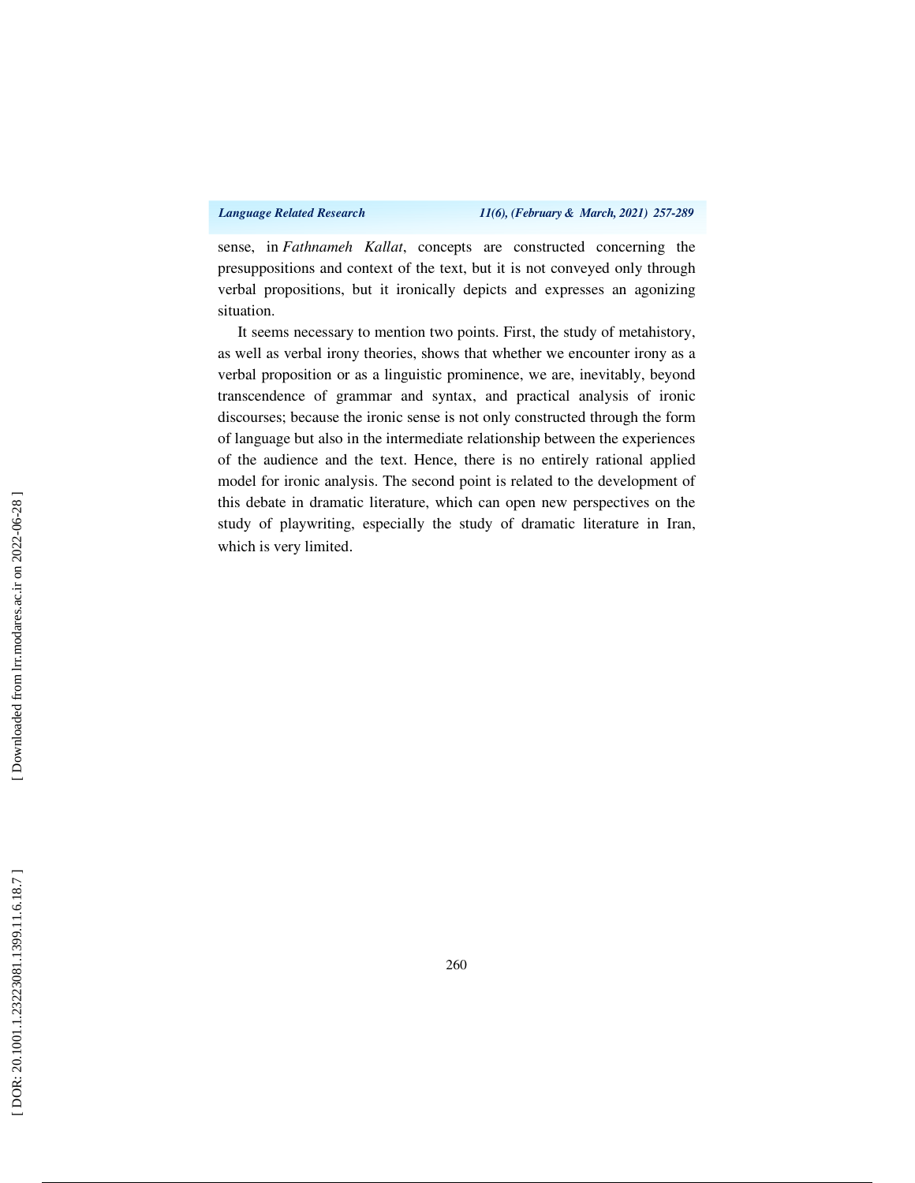sense, in *Fathnameh Kallat*, concepts are constructed concerning the presuppositions and context of the text, but it is not conveyed only through verbal propositions, but it ironically depicts and expresses an agonizing situation.

It seems necessary to mention two points. First, the study of metahistory, as well as verbal irony theories, shows that whether we encounter irony as a verbal proposition or as a linguistic prominence, we are, inevitably, beyond transcendence of grammar and syntax, and practical analysis of ironic discourses; because the ironic sense is not only constructed through the form of language but also in the intermediate relationship between the experiences of the audience and the text. Hence, there is no entirely rational applied model for ironic analysis. The second point is related to the development of this debate in dramatic literature, which can open new perspectives on the study of playwriting, especially the study of dramatic literature in Iran, which is very limited.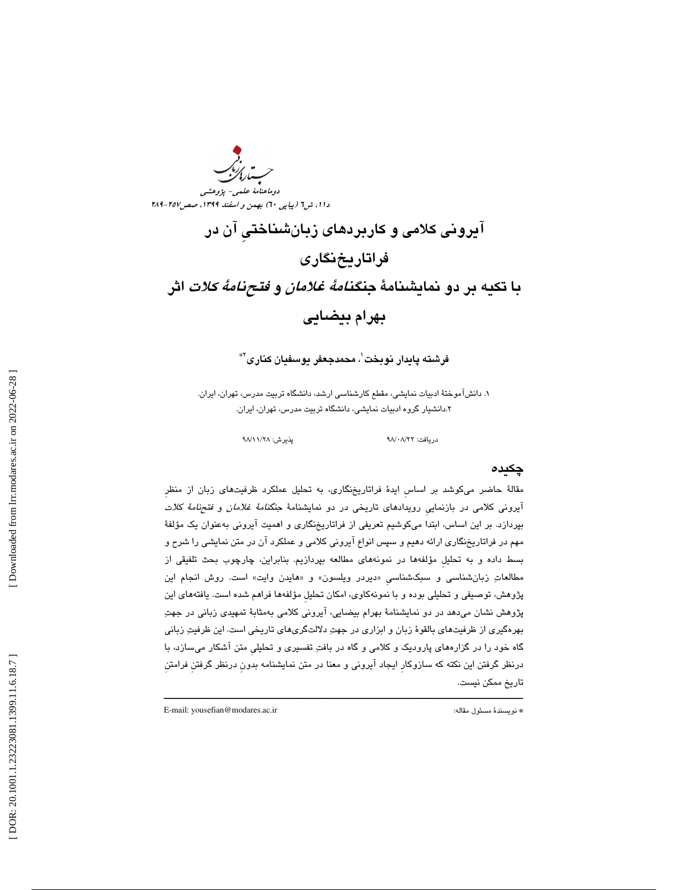# آیرونی کلامی و کاربردهای زبان‌شناختیِ آن در فراتاریخ‌نگاری

## با تکیه بر دو نمایشنامهٔ *جنگنامهٔ غلامان* و *فتح‌نامهٔ کلات* اثر بهرام بیضایی

**فرشته پایدار نوبخت[1]، محمدجعفر یوسفیان کناری[2]***

۱. دانش‌آموختهٔ ادبیات نمایشی، مقطع کارشناسی ارشد، دانشگاه تربیت مدرس، تهران، ایران.
۲.دانشیار گروه ادبیات نمایشی، دانشگاه تربیت مدرس، تهران، ایران.

دریافت: ۹۸/۰۸/۲۲ پذیرش: ۹۸/۱۱/۲۸

### چکیده

مقالهٔ حاضر می‌کوشد بر اساسِ ایدهٔ فراتاریخ‌نگاری، به تحلیل عملکرد ظرفیت‌های زبان از منظرِ آیرونی کلامی در بازنماییِ رویدادهای تاریخی در دو نمایشنامهٔ *جنگنامهٔ غلامان* و *فتحنامهٔ کلات* بپردازد. بر این اساس، ابتدا می‌کوشیم تعریفی از فراتاریخ‌نگاری و اهمیت آیرونی به‌عنوان یک مؤلفهٔ مهم در فراتاریخ‌نگاری ارائه دهیم و سپس انواع آیرونی کلامی و عملکرد آن در متن نمایشی را شرح و بسط داده و به تحلیلِ مؤلفه‌ها در نمونه‌های مطالعه بپردازیم. بنابراین، چارچوب بحث تلفیقی از مطالعاتِ زبان‌شناسی و سبک‌شناسیِ «دیردر ویلسون» و «هایدن وایت» است. روش انجام این پژوهش، توصیفی و تحلیلی بوده و با نمونه‌کاوی، امکان تحلیلِ مؤلفه‌ها فراهم شده است. یافته‌های این پژوهش نشان می‌دهد در دو نمایشنامهٔ بهرام بیضایی، آیرونی کلامی به‌مثابهٔ تمهیدی زبانی در جهتِ بهره‌گیری از ظرفیت‌های بالقوهٔ زبان و ابزاری در جهتِ دلالت‌گری‌های تاریخی است. این ظرفیتِ زبانی گاه خود را در گزاره‌های پارودیک و کلامی و گاه در بافتِ تفسیری و تحلیلیِ متن آشکار می‌سازد، با درنظر گرفتن این نکته که سازوکارِ ایجاد آیرونی و معنا در متن نمایشنامه بدونِ درنظر گرفتنِ فرامتنِ تاریخ ممکن نیست.

---

* نویسندهٔ مسئول مقاله: E-mail: yousefian@modares.ac.ir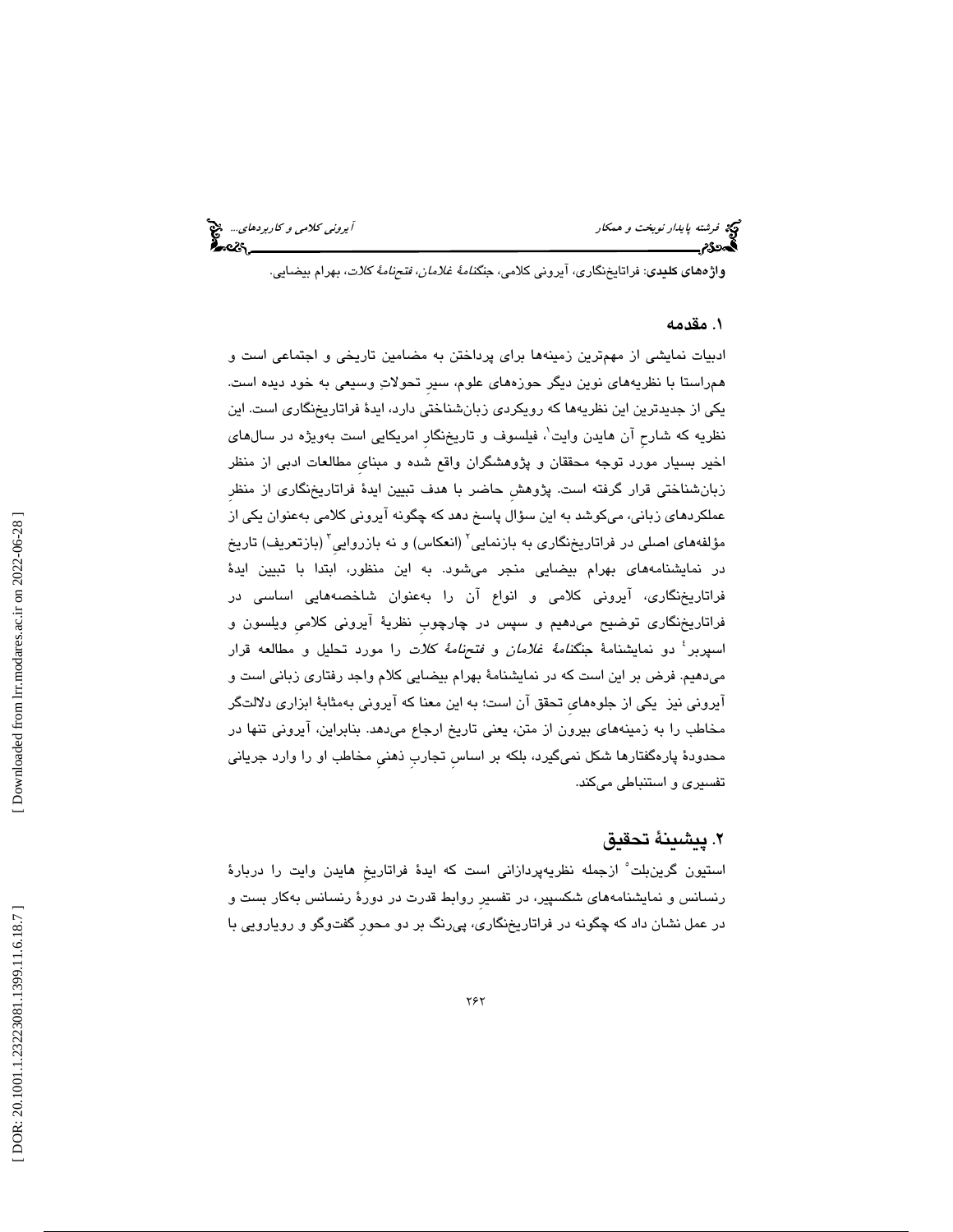**واژه‌های کلیدی**: فراتاریخ‌نگاری، آیرونی کلامی، *جنگنامهٔ غلامان*، *فتحنامهٔ کلات*، بهرام بیضایی.

## ۱. مقدمه

ادبیات نمایشی از مهم‌ترین زمینه‌ها برای پرداختن به مضامین تاریخی و اجتماعی است و هم‌راستا با نظریه‌های نوین دیگر حوزه‌های علوم، سیرِ تحولاتِ وسیعی به خود دیده است. یکی از جدیدترین این نظریه‌ها که رویکردی زبان‌شناختی دارد، ایدهٔ فراتاریخ‌نگاری است. این نظریه که شارحِ آن هایدن وایت[1]، فیلسوف و تاریخ‌نگارِ امریکایی است به‌ویژه در سال‌های اخیر بسیار مورد توجه محققان و پژوهشگران واقع شده و مبنایِ مطالعات ادبی از منظر زبان‌شناختی قرار گرفته است. پژوهشِ حاضر با هدف تبیین ایدهٔ فراتاریخ‌نگاری از منظرِ عملکردهای زبانی، می‌کوشد به این سؤال پاسخ دهد که چگونه آیرونی کلامی به‌عنوان یکی از مؤلفه‌های اصلی در فراتاریخ‌نگاری به بازنمایی[2] (انعکاس) و نه بازروایی[3] (بازتعریف) تاریخ در نمایشنامه‌های بهرام بیضایی منجر می‌شود. به این منظور، ابتدا با تبیین ایدهٔ فراتاریخ‌نگاری، آیرونی کلامی و انواع آن را به‌عنوان شاخصه‌هایی اساسی در فراتاریخ‌نگاری توضیح می‌دهیم و سپس در چارچوبِ نظریهٔ آیرونی کلامیِ ویلسون و اسپربر[4] دو نمایشنامهٔ *جنگنامهٔ غلامان* و *فتحنامهٔ کلات* را مورد تحلیل و مطالعه قرار می‌دهیم. فرض بر این است که در نمایشنامهٔ بهرام بیضایی کلام واجد رفتاری زبانی است و آیرونی نیز یکی از جلوه‌هایِ تحقق آن است؛ به این معنا که آیرونی به‌مثابهٔ ابزاری دلالتگر مخاطب را به زمینه‌های بیرون از متن، یعنی تاریخ ارجاع می‌دهد. بنابراین، آیرونی تنها در محدودهٔ پاره‌گفتارها شکل نمی‌گیرد، بلکه بر اساسِ تجاربِ ذهنیِ مخاطب او را وارد جریانی تفسیری و استنباطی می‌کند.

## ۲. پیشینهٔ تحقیق

استیون گرین‌بلت[5] ازجمله نظریه‌پردازانی است که ایدهٔ فراتاریخِ هایدن وایت را دربارهٔ رنسانس و نمایشنامه‌های شکسپیر، در تفسیرِ روابط قدرت در دورهٔ رنسانس به‌کار بست و در عمل نشان داد که چگونه در فراتاریخ‌نگاری، پی‌رنگ بر دو محورِ گفت‌وگو و رویارویی با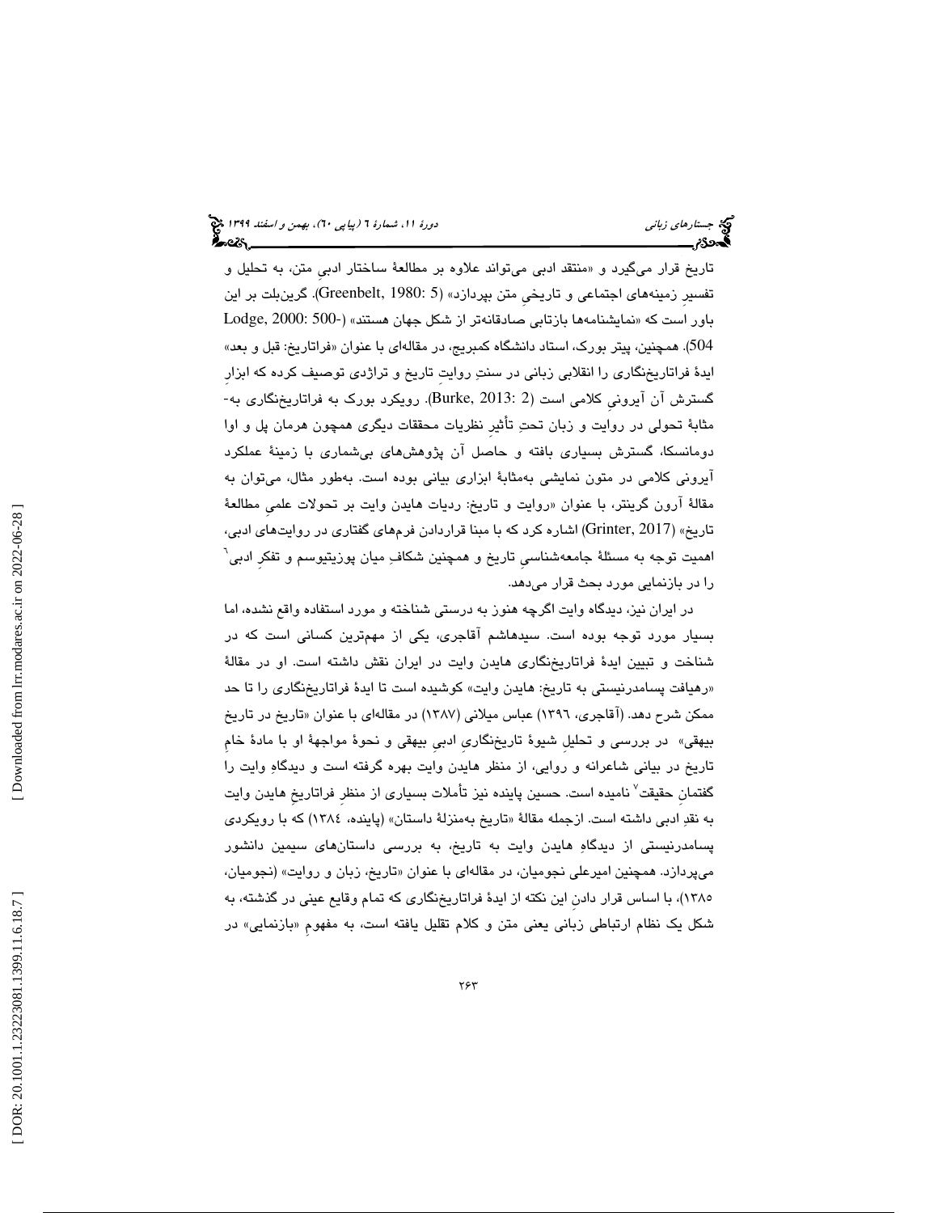تاریخ قرار می‌گیرد و «منتقد ادبی می‌تواند علاوه بر مطالعهٔ ساختار ادبیِ متن، به تحلیل و تفسیرِ زمینه‌های اجتماعی و تاریخیِ متن بپردازد» (Greenbelt, 1980: 5). گرین‌بلت بر این باور است که «نمایشنامه‌ها بازتابی صادقانه‌تر از شکل جهان هستند» (Lodge, 2000: 500-504). همچنین، پیتر بورک، استاد دانشگاه کمبریج، در مقاله‌ای با عنوان «فراتاریخ: قبل و بعد» ایدهٔ فراتاریخ‌نگاری را انقلابی زبانی در سنتِ روایتِ تاریخ و تراژدی توصیف کرده که ابزارِ گسترش آن آیرونیِ کلامی است (Burke, 2013: 2). رویکرد بورک به فراتاریخ‌نگاری به‌مثابهٔ تحولی در روایت و زبان تحتِ تأثیرِ نظریات محققات دیگری همچون هرمان پل و اوا دومانسکا، گسترش بسیاری یافته و حاصل آن پژوهش‌های بی‌شماری با زمینهٔ عملکرد آیرونی کلامی در متون نمایشی به‌مثابهٔ ابزاری بیانی بوده است. به‌طور مثال، می‌توان به مقالهٔ آرون گرینتر، با عنوان «روایت و تاریخ: ردپات هایدن وایت بر تحولات علمیِ مطالعهٔ تاریخ» (Grinter, 2017) اشاره کرد که با مبنا قراردادن فرم‌های گفتاری در روایت‌های ادبی، اهمیت توجه به مسئلهٔ جامعه‌شناسیِ تاریخ و همچنین شکافِ میان پوزیتیوسم و تفکرِ ادبی[6] را در بازنمایی مورد بحث قرار می‌دهد.

در ایران نیز، دیدگاه وایت اگرچه هنوز به درستی شناخته و مورد استفاده واقع نشده، اما بسیار مورد توجه بوده است. سیدهاشم آقاجری، یکی از مهم‌ترین کسانی است که در شناخت و تبیین ایدهٔ فراتاریخ‌نگاری هایدن وایت در ایران نقش داشته است. او در مقالهٔ «رهیافت پسامدرنیستی به تاریخ: هایدن وایت» کوشیده است تا ایدهٔ فراتاریخ‌نگاری را تا حد ممکن شرح دهد. (آقاجری، ۱۳۹۶) عباس میلانی (۱۳۸۷) در مقاله‌ای با عنوان «تاریخ در تاریخ بیهقی» در بررسی و تحلیلِ شیوهٔ تاریخ‌نگاریِ ادبیِ بیهقی و نحوهٔ مواجههٔ او با مادهٔ خامِ تاریخ در بیانی شاعرانه و روایی، از منظر هایدن وایت بهره گرفته است و دیدگاهِ وایت را گفتمانِ حقیقت[7] نامیده است. حسین پاینده نیز تأملات بسیاری از منظرِ فراتاریخِ هایدن وایت به نقدِ ادبی داشته است. ازجمله مقالهٔ «تاریخ به‌منزلهٔ داستان» (پاینده، ۱۳۸٤) که با رویکردی پسامدرنیستی از دیدگاهِ هایدن وایت به تاریخ، به بررسی داستان‌های سیمین دانشور می‌پردازد. همچنین امیرعلی نجومیان، در مقاله‌ای با عنوان «تاریخ، زبان و روایت» (نجومیان، ۱۳۸۵)، با اساس قرار دادنِ این نکته از ایدهٔ فراتاریخ‌نگاری که تمام وقایع عینی در گذشته، به شکل یک نظام ارتباطی زبانی یعنی متن و کلام تقلیل یافته است، به مفهومِ «بازنمایی» در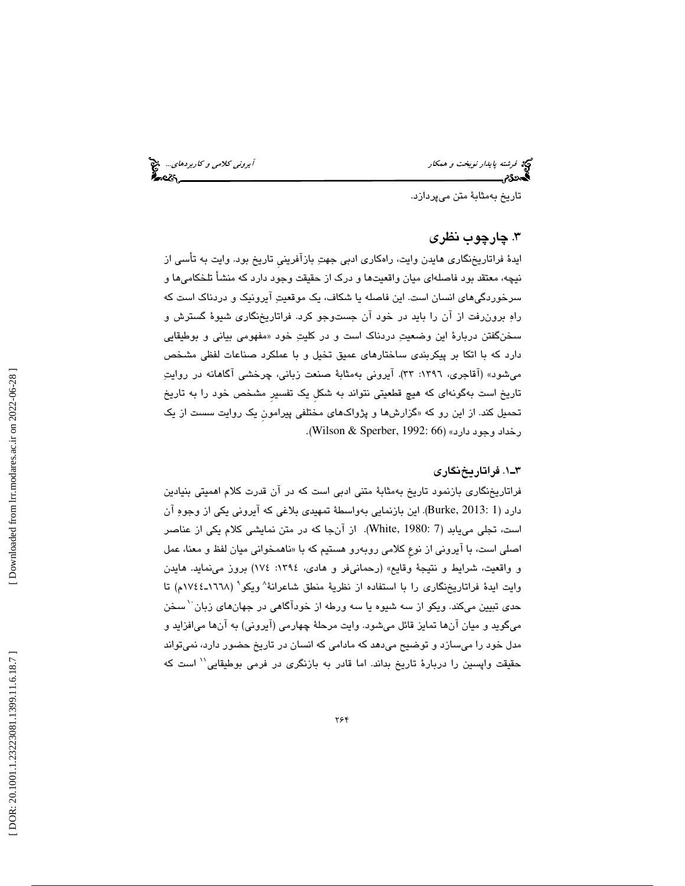تاریخ به‌مثابهٔ متن می‌پردازد.

## ۳. چارچوب نظری

ایدهٔ فراتاریخ‌نگاری هایدن وایت، راهکاری ادبی جهتِ بازآفرینیِ تاریخ بود. وایت به تأسی از نیچه، معتقد بود فاصله‌ای میان واقعیت‌ها و درک از حقیقت وجود دارد که منشأ تلخکامی‌ها و سرخوردگی‌های انسان است. این فاصله یا شکاف، یک موقعیتِ آیرونیک و دردناک است که راهِ برون‌رفت از آن را باید در خود آن جست‌وجو کرد. فراتاریخ‌نگاری شیوهٔ گسترش و سخن‌گفتن دربارهٔ این وضعیتِ دردناک است و در کلیتِ خود «مفهومی بیانی و بوطیقایی دارد که با اتکا بر پیکربندی ساختارهای عمیق تخیل و با عملکرد صناعات لفظی مشخص می‌شود» (آقاجری، ۱۳۹۶: ۳۳). آیرونی به‌مثابهٔ صنعت زبانی، چرخشی آگاهانه در روایتِ تاریخ است به‌گونه‌ای که هیچ قطعیتی نتواند به شکلِ یک تفسیرِ مشخص خود را به تاریخ تحمیل کند. از این رو که «گزارش‌ها و پژواک‌های مختلفی پیرامونِ یک روایت سست از یک رخداد وجود دارد» (Wilson & Sperber, 1992: 66).

### ۳ـ۱. فراتاریخ‌نگاری

فراتاریخ‌نگاری بازنمود تاریخ به‌مثابهٔ متنی ادبی است که در آن قدرت کلام اهمیتی بنیادین دارد (Burke, 2013: 1). این بازنمایی به‌واسطهٔ تمهیدی بلاغی که آیرونی یکی از وجوهِ آن است، تجلی می‌یابد (White, 1980: 7). از آن‌جا که در متن نمایشی کلام یکی از عناصر اصلی است، با آیرونی از نوعِ کلامی روبه‌رو هستیم که با «ناهمخوانی میان لفظ و معنا، عمل و واقعیت، شرایط و نتیجهٔ وقایع» (رحمانی‌فر و هادی، ۱۳۹۴: ۱۷۴) بروز می‌نماید. هایدن وایت ایدهٔ فراتاریخ‌نگاری را با استفاده از نظریهٔ منطق شاعرانهٔ[8] ویکو[9] (۱۶۶۸ـ۱۷۴۴م) تا حدی تبیین می‌کند. ویکو از سه شیوه یا سه ورطه از خودآگاهی در جهان‌های زبان[10] سخن می‌گوید و میان آن‌ها تمایز قائل می‌شود. وایت مرحلهٔ چهارمی (آیرونی) به آن‌ها می‌افزاید و مدل خود را می‌سازد و توضیح می‌دهد که مادامی که انسان در تاریخ حضور دارد، نمی‌تواند حقیقت واپسین را دربارهٔ تاریخ بداند. اما قادر به بازنگری در فرمی بوطیقایی[11] است که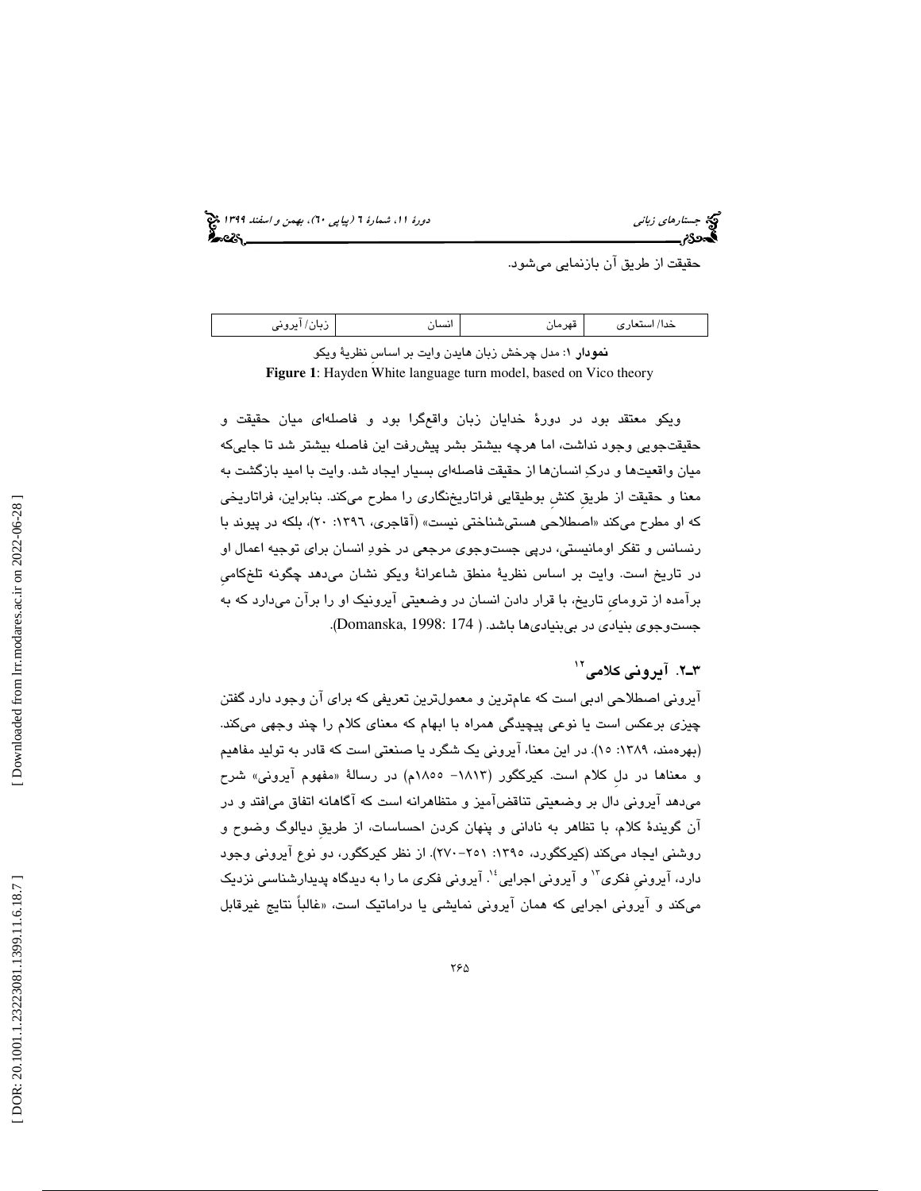حقیقت از طریق آن بازنمایی می‌شود.

| زبان/ آیرونی | انسان | قهرمان | خدا/ استعاری |
|---|---|---|---|

**نمودار ۱**: مدل چرخش زبان هایدن وایت بر اساسِ نظریهٔ ویکو

**Figure 1**: Hayden White language turn model, based on Vico theory

ویکو معتقد بود در دورهٔ خدایان زبان واقع‌گرا بود و فاصله‌ای میان حقیقت و حقیقت‌جویی وجود نداشت، اما هرچه بیشتر بشر پیش‌رفت این فاصله بیشتر شد تا جایی‌که میان واقعیت‌ها و درکِ انسان‌ها از حقیقت فاصله‌ای بسیار ایجاد شد. وایت با امید بازگشت به معنا و حقیقت از طریقِ کنشِ بوطیقایی فراتاریخ‌نگاری را مطرح می‌کند. بنابراین، فراتاریخی که او مطرح می‌کند «اصطلاحی هستی‌شناختی نیست» (آقاجری، ۱۳۹۶: ۲۰)، بلکه در پیوند با رنسانس و تفکر اومانیستی، درپی جست‌وجوی مرجعی در خودِ انسان برای توجیه اعمال او در تاریخ است. وایت بر اساس نظریهٔ منطق شاعرانهٔ ویکو نشان می‌دهد چگونه تلخ‌کامیِ برآمده از ترومایِ تاریخ، با قرار دادن انسان در وضعیتی آیرونیک او را برآن می‌دارد که به جست‌وجوی بنیادی در بی‌بنیادی‌ها باشد. (Domanska, 1998: 174).

## ۳ـ۲. آیرونی کلامی[12]

آیرونی اصطلاحی ادبی است که عام‌ترین و معمول‌ترین تعریفی که برای آن وجود دارد گفتن چیزی برعکس است یا نوعی پیچیدگی همراه با ابهام که معنای کلام را چند وجهی می‌کند. (بهره‌مند، ۱۳۸۹: ۱۵). در این معنا، آیرونی یک شگرد یا صنعتی است که قادر به تولید مفاهیم و معناها در دلِ کلام است. کیرکگور (۱۸۱۳- ۱۸۵۵م) در رسالهٔ «مفهوم آیرونی» شرح می‌دهد آیرونی دال بر وضعیتی تناقض‌آمیز و متظاهرانه است که آگاهانه اتفاق می‌افتد و در آن گویندهٔ کلام، با تظاهر به نادانی و پنهان کردن احساسات، از طریقِ دیالوگ وضوح و روشنی ایجاد می‌کند (کیرکگورد، ۱۳۹۵: ۲۵۱-۲۷۰). از نظر کیرکگور، دو نوع آیرونی وجود دارد، آیرونیِ فکری[13] و آیرونی اجرایی[14]. آیرونی فکری ما را به دیدگاه پدیدارشناسی نزدیک می‌کند و آیرونی اجرایی که همان آیرونی نمایشی یا دراماتیک است، «غالباً نتایج غیرقابل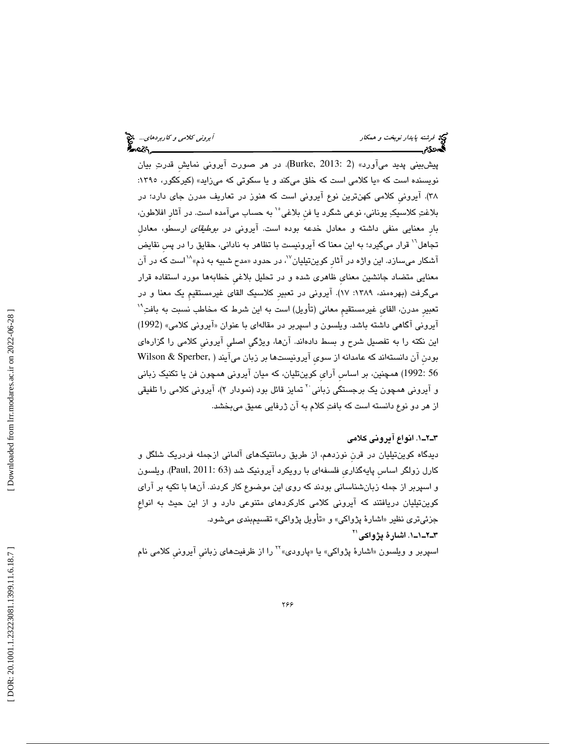پیش‌بینی پدید می‌آورد» (Burke, 2013: 2). در هر صورت آیرونی نمایش قدرتِ بیان نویسنده است که «یا کلامی است که خلق می‌کند و یا سکوتی که می‌زاید» (کیرکگور، ۱۳۹۵: ۳۸). آیرونیِ کلامی کهن‌ترین نوع آیرونی است که هنوز در تعاریف مدرن جای دارد؛ در بلاغتِ کلاسیکِ یونانی، نوعی شگرد یا فنِ بلاغی[15] به حساب می‌آمده است. در آثارِ افلاطون، بارِ معنایی منفی داشته و معادل خدعه بوده است. آیرونی در *بوطیقای* ارسطو، معادلِ تجاهل[16] قرار می‌گیرد؛ به این معنا که آیرونیست با تظاهر به نادانی، حقایق را در پسِ نقایض آشکار می‌سازد. این واژه در آثارِ کویین‌تیلیان[17]، در حدود «مدح شبیه به ذم»[18] است که در آن معنایی متضاد جانشین معنایِ ظاهری شده و در تحلیل بلاغیِ خطابه‌ها مورد استفاده قرار می‌گرفت (بهره‌مند، ۱۳۸۹: ۱۷). آیرونی در تعبیرِ کلاسیک القایِ غیرمستقیمِ یک معنا و در تعبیرِ مدرن، القایِ غیرمستقیمِ معانی (تأویل) است به این شرط که مخاطب نسبت به بافتِ[19] آیرونی آگاهی داشته باشد. ویلسون و اسپربر در مقاله‌ای با عنوان «آیرونی کلامی» (1992) این نکته را به تفصیل شرح و بسط داده‌اند. آن‌ها، ویژگیِ اصلیِ آیرونیِ کلامی را گزاره‌ای بودنِ آن دانسته‌اند که عامدانه از سویِ آیرونیست‌ها بر زبان می‌آیند (Wilson & Sperber, 1992: 56) همچنین، بر اساسِ آرایِ کویین‌تلیان، که میان آیرونی همچون فن یا تکنیک زبانی و آیرونی همچون یک برجستگی زبانی[20] تمایز قائل بود (نمودار ۲)، آیرونی کلامی را تلفیقی از هر دو نوع دانسته است که بافتِ کلام به آن ژرفایی عمیق می‌بخشد.

### ۳ـ۲ـ۱. انواع آیرونی کلامی

دیدگاه کویین‌تیلیان در قرنِ نوزدهم، از طریق رمانتیک‌های آلمانی ازجمله فردریک شلگل و کارل زولگر اساسِ پایه‌گذاریِ فلسفه‌ای با رویکرد آیرونیک شد (Paul, 2011: 63). ویلسون و اسپربر از جمله زبان‌شناسانی بودند که روی این موضوع کار کردند. آن‌ها با تکیه بر آرای کویین‌تیلیان دریافتند که آیرونی کلامی کارکردهای متنوعی دارد و از این حیث به انواعِ جزئی‌تری نظیر «اشارهٔ پژواکی» و «تأویل پژواکی» تقسیم‌بندی می‌شود.

#### ۳ـ۲ـ۱ـ۱. اشارهٔ پژواکی[21]

اسپربر و ویلسون «اشارهٔ پژواکی» یا «پارودی»[22] را از ظرفیت‌های زبانیِ آیرونیِ کلامی نام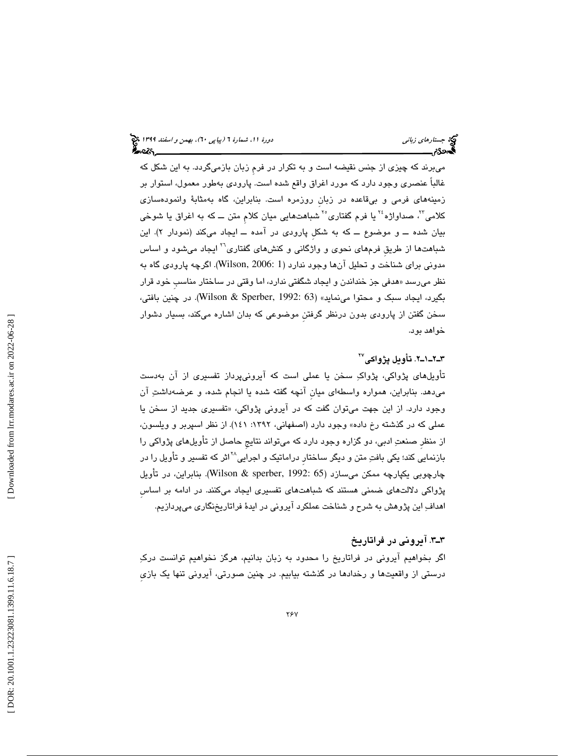می‌برند که چیزی از جنس نقیضه است و به تکرار در فرمِ زبان بازمی‌گردد. به این شکل که غالباً عنصری وجود دارد که مورد اغراق واقع شده است. پارودی به‌طور معمول، استوار بر زمینه‌های فرمی و بی‌قاعده در زبانِ روزمره است. بنابراین، گاه به‌مثابهٔ وانموده‌سازی کلامی[23]، صداواژه[24] یا فرم گفتاری[25] شباهت‌هایی میان کلامِ متن ــ که به اغراق یا شوخی بیان شده ــ و موضوع ــ که به شکلِ پارودی در آمده ــ ایجاد می‌کند (نمودار ۲). این شباهت‌ها از طریقِ فرم‌های نحوی و واژگانی و کنش‌های گفتاری[26] ایجاد می‌شود و اساس مدونی برای شناخت و تحلیل آن‌ها وجود ندارد (Wilson, 2006: 1). اگرچه پارودی گاه به نظر می‌رسد «هدفی جز خنداندن و ایجاد شگفتی ندارد، اما وقتی در ساختار مناسبِ خود قرار بگیرد، ایجاد سبک و محتوا می‌نماید» (Wilson & Sperber, 1992: 63). در چنین بافتی، سخن گفتن از پارودی بدون درنظر گرفتنِ موضوعی که بدان اشاره می‌کند، بسیار دشوار خواهد بود.

### ۳ـ۲ـ۱ـ۲. تأویل پژواکی[27]

تأویل‌های پژواکی، پژواکِ سخن یا عملی است که آیرونی‌پرداز تفسیری از آن به‌دست می‌دهد. بنابراین، همواره واسطه‌ای میانِ آنچه گفته شده یا انجام شده، و عرضه‌داشتِ آن وجود دارد. از این جهت می‌توان گفت که در آیرونی پژواکی، «تفسیری جدید از سخن یا عملی که در گذشته رخ داده» وجود دارد (اصفهانی، ۱۳۹۲: ۱۴۱). از نظر اسپربر و ویلسون، از منظرِ صنعتِ ادبی، دو گزاره وجود دارد که می‌تواند نتایجِ حاصل از تأویل‌های پژواکی را بازنمایی کند؛ یکی بافتِ متن و دیگر ساختارِ دراماتیک و اجرایی[28] اثر که تفسیر و تأویل را در چارچوبی یکپارچه ممکن می‌سازد (Wilson & sperber, 1992: 65). بنابراین، در تأویل پژواکی دلالت‌های ضمنی هستند که شباهت‌های تفسیری ایجاد می‌کنند. در ادامه بر اساسِ اهدافِ این پژوهش به شرح و شناخت عملکرد آیرونی در ایدهٔ فراتاریخ‌نگاری می‌پردازیم.

## ۳ـ۳. آیرونی در فراتاریخ

اگر بخواهیم آیرونی در فراتاریخ را محدود به زبان بدانیم، هرگز نخواهیم توانست درکِ درستی از واقعیت‌ها و رخدادها در گذشته بیابیم. در چنین صورتی، آیرونی تنها یک بازیِ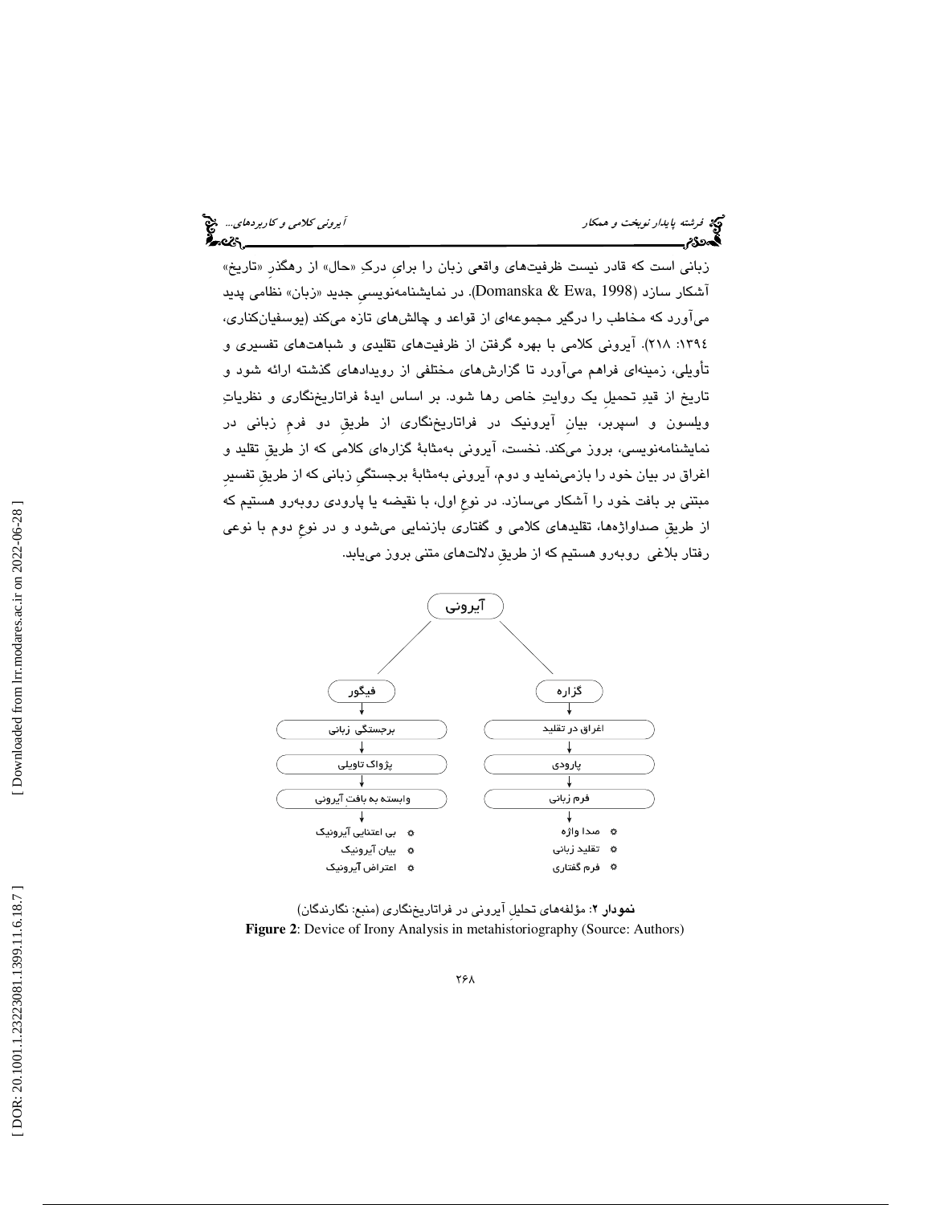زبانی است که قادر نیست ظرفیت‌های واقعی زبان را برایِ درکِ «حال» از رهگذرِ «تاریخ» آشکار سازد (Domanska & Ewa, 1998). در نمایشنامه‌نویسیِ جدید «زبان» نظامی پدید می‌آورد که مخاطب را درگیر مجموعه‌ای از قواعد و چالش‌های تازه می‌کند (یوسفیان‌کناری، ۱۳۹٤: ۲۱۸). آیرونی کلامی با بهره گرفتن از ظرفیت‌های تقلیدی و شباهت‌های تفسیری و تأویلی، زمینه‌ای فراهم می‌آورد تا گزارش‌های مختلفی از رویدادهای گذشته ارائه شود و تاریخ از قیدِ تحمیلِ یک روایتِ خاص رها شود. بر اساس ایدهٔ فراتاریخ‌نگاری و نظریاتِ ویلسون و اسپربر، بیانِ آیرونیک در فراتاریخ‌نگاری از طریقِ دو فرمِ زبانی در نمایشنامه‌نویسی، بروز می‌کند. نخست، آیرونی به‌مثابهٔ گزاره‌ای کلامی که از طریقِ تقلید و اغراق در بیان خود را بازمی‌نماید و دوم، آیرونی به‌مثابهٔ برجستگیِ زبانی که از طریقِ تفسیرِ مبتنی بر بافت خود را آشکار می‌سازد. در نوعِ اول، با نقیضه یا پارودی روبه‌رو هستیم که از طریقِ صداواژه‌ها، تقلیدهای کلامی و گفتاری بازنمایی می‌شود و در نوعِ دوم با نوعی رفتار بلاغی روبه‌رو هستیم که از طریقِ دلالت‌های متنی بروز می‌یابد.

- آیرونی
  - گزاره
    - اغراق در تقلید
    - پارودی
    - فرم زبانی
      - صدا واژه
      - تقلید زبانی
      - فرم گفتاری
  - فیگور
    - برجستگی زبانی
    - پژواک تاویلی
    - وابسته به بافتِ آیرونی
      - بی اعتنایی آیرونیک
      - بیان آیرونیک
      - اعتراض آیرونیک

**نمودار ۲**: مؤلفه‌های تحلیلِ آیرونی در فراتاریخ‌نگاری (منبع: نگارندگان)

**Figure 2**: Device of Irony Analysis in metahistoriography (Source: Authors)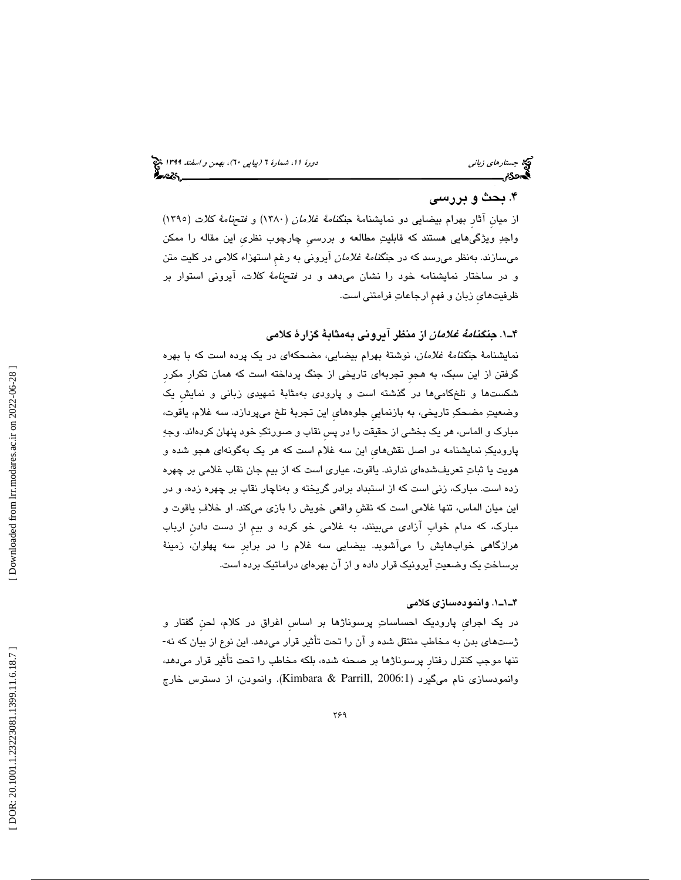## ۴. بحث و بررسی

از میانِ آثارِ بهرام بیضایی دو نمایشنامهٔ *جنگنامهٔ غلامان* (۱۳۸۰) و *فتحنامهٔ کلات* (۱۳۹۵) واجدِ ویژگی‌هایی هستند که قابلیتِ مطالعه و بررسیِ چارچوب نظریِ این مقاله را ممکن می‌سازند. به‌نظر می‌رسد که در *جنگنامهٔ غلامان* آیرونی به رغمِ استهزاء کلامی در کلیت متن و در ساختار نمایشنامه خود را نشان می‌دهد و در *فتحنامهٔ کلات*، آیرونی استوار بر ظرفیت‌های زبان و فهمِ ارجاعاتِ فرامتنی است.

### ۴ـ۱. *جنگنامهٔ غلامان* از منظر آیرونی به‌مثابهٔ گزارهٔ کلامی

نمایشنامهٔ *جنگنامهٔ غلامان*، نوشتهٔ بهرام بیضایی، مضحکه‌ای در یک پرده است که با بهره گرفتن از این سبک، به هجوِ تجربه‌ای تاریخی از جنگ پرداخته است که همان تکرارِ مکررِ شکست‌ها و تلخکامی‌ها در گذشته است و پارودی به‌مثابهٔ تمهیدی زبانی و نمایشِ یک وضعیتِ مضحکِ تاریخی، به بازنماییِ جلوه‌هایِ این تجربهٔ تلخ می‌پردازد. سه غلام، یاقوت، مبارک و الماس، هر یک بخشی از حقیقت را در پسِ نقاب و صورتکِ خود پنهان کرده‌اند. وجهِ پارودیکِ نمایشنامه در اصل نقش‌هایِ این سه غلام است که هر یک به‌گونه‌ای هجو شده و هویت یا ثباتِ تعریف‌شده‌ای ندارند. یاقوت، عیاری است که از بیم جان نقاب غلامی بر چهره زده است. مبارک، زنی است که از استبداد برادر گریخته و به‌ناچار نقاب بر چهره زده، و در این میان الماس، تنها غلامی است که نقشِ واقعی خویش را بازی می‌کند. او خلافِ یاقوت و مبارک، که مدام خوابِ آزادی می‌بینند، به غلامی خو کرده و بیمِ از دست دادنِ ارباب هرازگاهی خواب‌هایش را می‌آشوبد. بیضایی سه غلام را در برابرِ سه پهلوان، زمینهٔ برساختِ یک وضعیتِ آیرونیک قرار داده و از آن بهره‌ای دراماتیک برده است.

#### ۴ـ۱ـ۱. وانموده‌سازی کلامی

در یک اجرایِ پارودیک احساساتِ پرسوناژها بر اساسِ اغراق در کلام، لحنِ گفتار و ژست‌های بدن به مخاطب منتقل شده و آن را تحت تأثیر قرار می‌دهد. این نوع از بیان که نه‌تنها موجب کنترل رفتارِ پرسوناژها بر صحنه شده، بلکه مخاطب را تحت تأثیر قرار می‌دهد، وانمودسازی نام می‌گیرد (Kimbara & Parrill, 2006:1). وانمودن، از دسترس خارج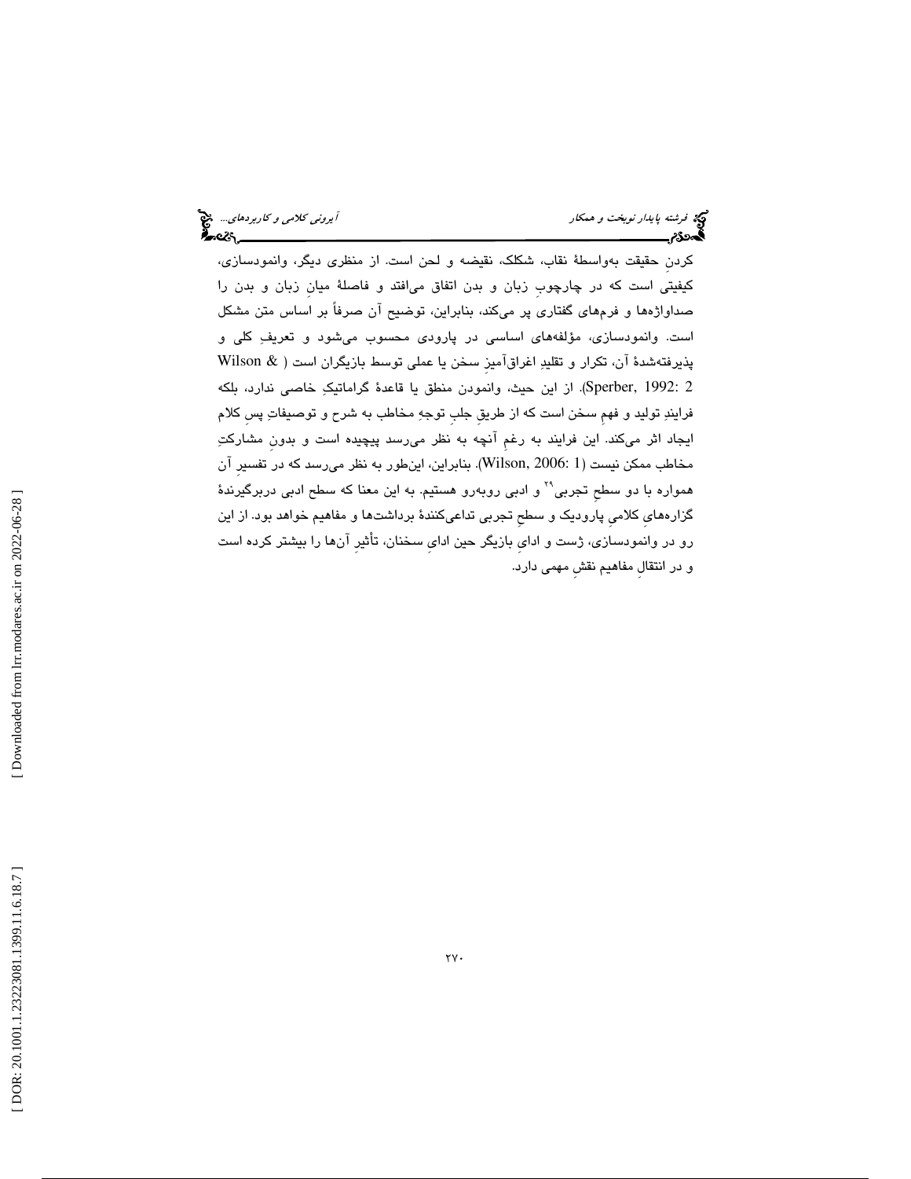کردنِ حقیقت به‌واسطهٔ نقاب، شکلک، نقیضه و لحن است. از منظری دیگر، وانمودسازی، کیفیتی است که در چارچوبِ زبان و بدن اتفاق می‌افتد و فاصلهٔ میانِ زبان و بدن را صداواژه‌ها و فرم‌های گفتاری پر می‌کند، بنابراین، توضیح آن صرفاً بر اساس متن مشکل است. وانمودسازی، مؤلفه‌های اساسی در پارودی محسوب می‌شود و تعریفِ کلی و پذیرفته‌شدهٔ آن، تکرار و تقلیدِ اغراق‌آمیزِ سخن یا عملی توسط بازیگران است (Wilson & Sperber, 1992: 2). از این حیث، وانمودن منطق یا قاعدهٔ گراماتیکِ خاصی ندارد، بلکه فرایندِ تولید و فهمِ سخن است که از طریقِ جلبِ توجهِ مخاطب به شرح و توصیفاتِ پسِ کلام ایجاد اثر می‌کند. این فرایند به رغمِ آنچه به نظر می‌رسد پیچیده است و بدونِ مشارکتِ مخاطب ممکن نیست (Wilson, 2006: 1). بنابراین، این‌طور به نظر می‌رسد که در تفسیرِ آن همواره با دو سطحِ تجربی[۲۹] و ادبی روبه‌رو هستیم. به این معنا که سطح ادبی دربرگیرندهٔ گزاره‌های کلامیِ پارودیک و سطحِ تجربی تداعی‌کنندهٔ برداشت‌ها و مفاهیم خواهد بود. از این رو در وانمودسازی، ژست و ادایِ بازیگر حین ادایِ سخنان، تأثیرِ آن‌ها را بیشتر کرده است و در انتقالِ مفاهیم نقشِ مهمی دارد.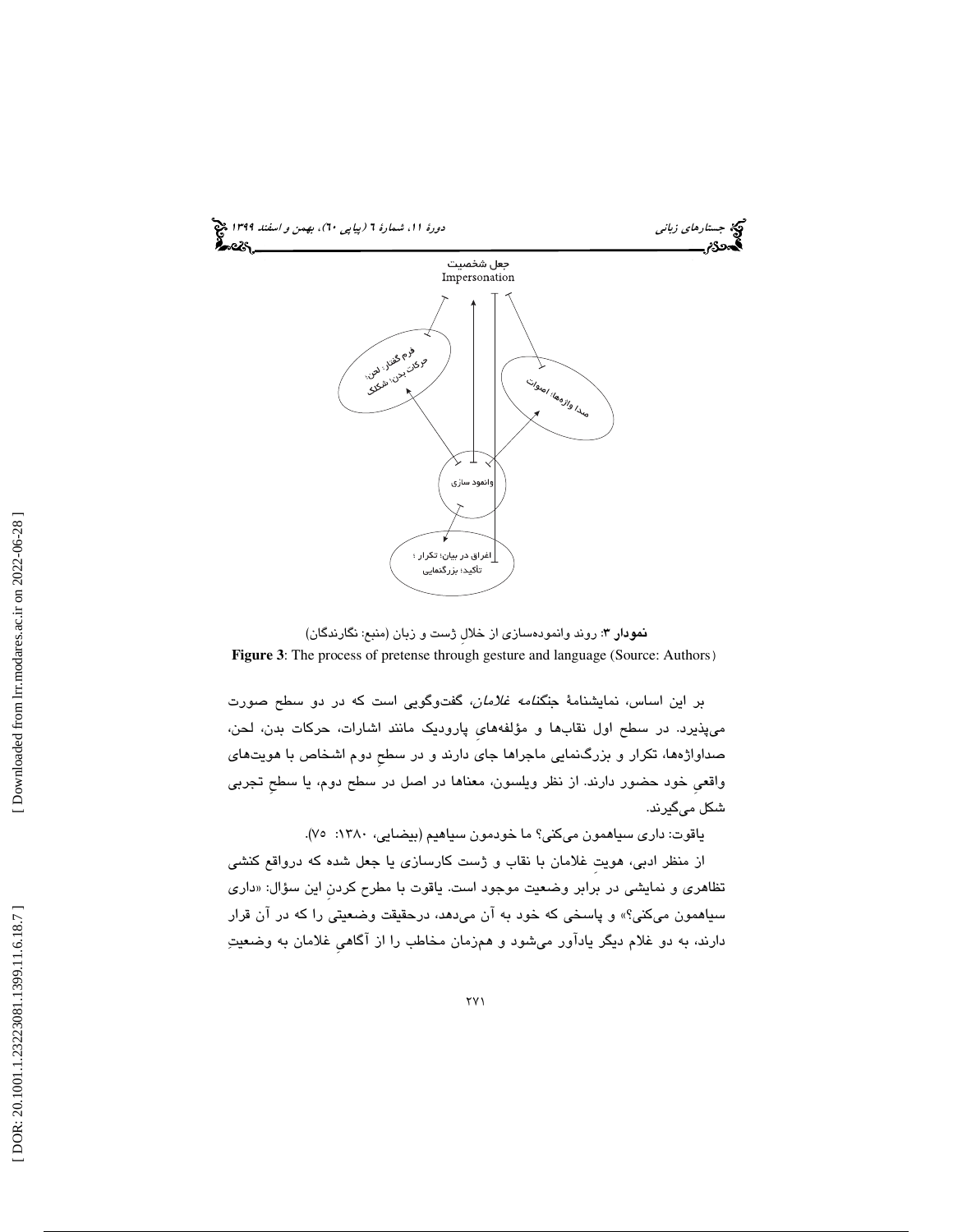جعل شخصیت
Impersonation

فرم گفتار؛ لحن؛ حرکات بدن؛ شکلک

صدا واژه‌ها؛ اصوات

وانمود سازی

اغراق در بیان؛ تکرار؛ تأکید؛ بزرگنمایی

**نمودار ۳**: روند وانموده‌سازی از خلالِ ژست و زبان (منبع: نگارندگان)

**Figure 3**: The process of pretense through gesture and language (Source: Authors)

بر این اساس، نمایشنامهٔ *جنگنامه غلامان*، گفت‌وگویی است که در دو سطح صورت می‌پذیرد. در سطح اول نقاب‌ها و مؤلفه‌هایِ پارودیک مانند اشارات، حرکات بدن، لحن، صداواژه‌ها، تکرار و بزرگنمایی ماجراها جایَ دارند و در سطحِ دوم اشخاص با هویت‌های واقعیِ خود حضور دارند. از نظر ویلسون، معناها در اصل در سطح دوم، یا سطحِ تجربی شکل می‌گیرند.

یاقوت: داری سیاهمون می‌کنی؟ ما خودمون سیاهیم (بیضایی، ۱۳۸۰: ۷۵).

از منظر ادبی، هویتِ غلامان با نقاب و ژست کارسازی یا جعل شده که درواقع کنشی تظاهری و نمایشی در برابر وضعیت موجود است. یاقوت با مطرح کردنِ این سؤال: «داری سیاهمون می‌کنی؟» و پاسخی که خود به آن می‌دهد، درحقیقت وضعیتی را که در آن قرار دارند، به دو غلام دیگر یادآور می‌شود و هم‌زمان مخاطب را از آگاهیِ غلامان به وضعیتِ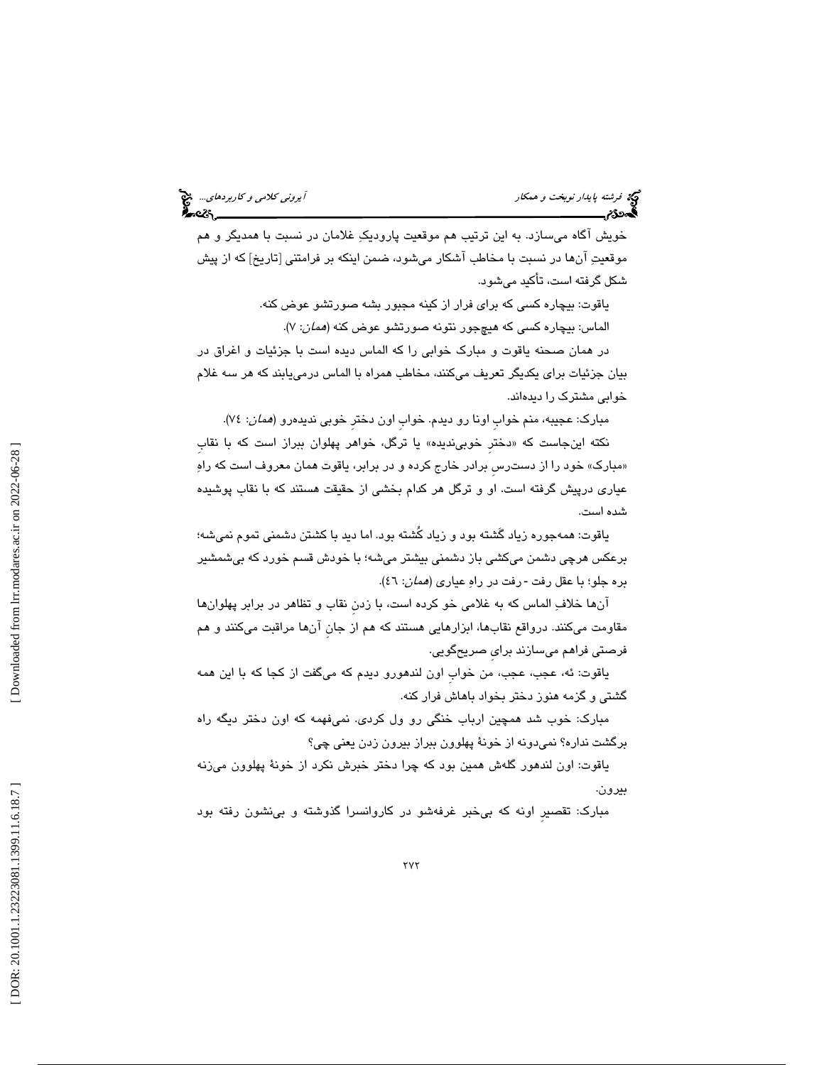خویش آگاه می‌سازد. به این ترتیب هم موقعیت پارودیکِ غلامان در نسبت با همدیگر و هم موقعیتِ آن‌ها در نسبت با مخاطب آشکار می‌شود، ضمن اینکه بر فرامتنی [تاریخ] که از پیش شکل گرفته است، تأکید می‌شود.

یاقوت: بیچاره کسی که برای فرار از کینه مجبور بشه صورتشو عوض کنه.

الماس: بیچاره کسی که هیچ‌جور نتونه صورتشو عوض کنه (*همان*: ۷).

در همان صحنه یاقوت و مبارک خوابی را که الماس دیده است با جزئیات و اغراق در بیان جزئیات برای یکدیگر تعریف می‌کنند، مخاطب همراه با الماس درمی‌یابند که هر سه غلام خوابی مشترک را دیده‌اند.

مبارک: عجیبه، منم خوابِ اونا رو دیدم. خوابِ اون دخترِ خوبی ندیده‌رو (*همان*: ۷٤).

نکته این‌جاست که «دخترِ خوبی‌ندیده» یا ترگل، خواهر پهلوان ببراز است که با نقابِ «مبارک» خود را از دسترسِ برادر خارج کرده و در برابر، یاقوت همان معروف است که راهِ عیاری درپیش گرفته است. او و ترگل هر کدام بخشی از حقیقت هستند که با نقاب پوشیده شده است.

یاقوت: همه‌جوره زیاد گشته بود و زیاد کُشته بود. اما دید با کشتن دشمنی تموم نمی‌شه؛ برعکس هرچی دشمن می‌کشی باز دشمنی بیشتر می‌شه؛ با خودش قسم خورد که بی‌شمشیر بره جلو؛ با عقل رفت - رفت در راهِ عیاری (*همان*: ٤٦).

آن‌ها خلافِ الماس که به غلامی خو کرده است، با زدنِ نقاب و تظاهر در برابر پهلوان‌ها مقاومت می‌کنند. درواقع نقاب‌ها، ابزارهایی هستند که هم از جانِ آن‌ها مراقبت می‌کنند و هم فرصتی فراهم می‌سازند برایِ صریح‌گویی.

یاقوت: ئه، عجب، عجب، من خوابِ اون لندهورو دیدم که می‌گفت از کجا که با این همه گشتی و گزمه هنوز دختر بخواد باهاش فرار کنه.

مبارک: خوب شد همچین ارباب خنگی رو ول کردی. نمی‌فهمه که اون دختر دیگه راه برگشت نداره؟ نمی‌دونه از خونهٔ پهلوون ببراز بیرون زدن یعنی چی؟

یاقوت: اون لندهور گله‌ش همین بود که چرا دختر خبرش نکرد از خونهٔ پهلوون می‌زنه بیرون.

مبارک: تقصیرِ اونه که بی‌خبر غرفه‌شو در کاروانسرا گذوشته و بی‌نشون رفته بود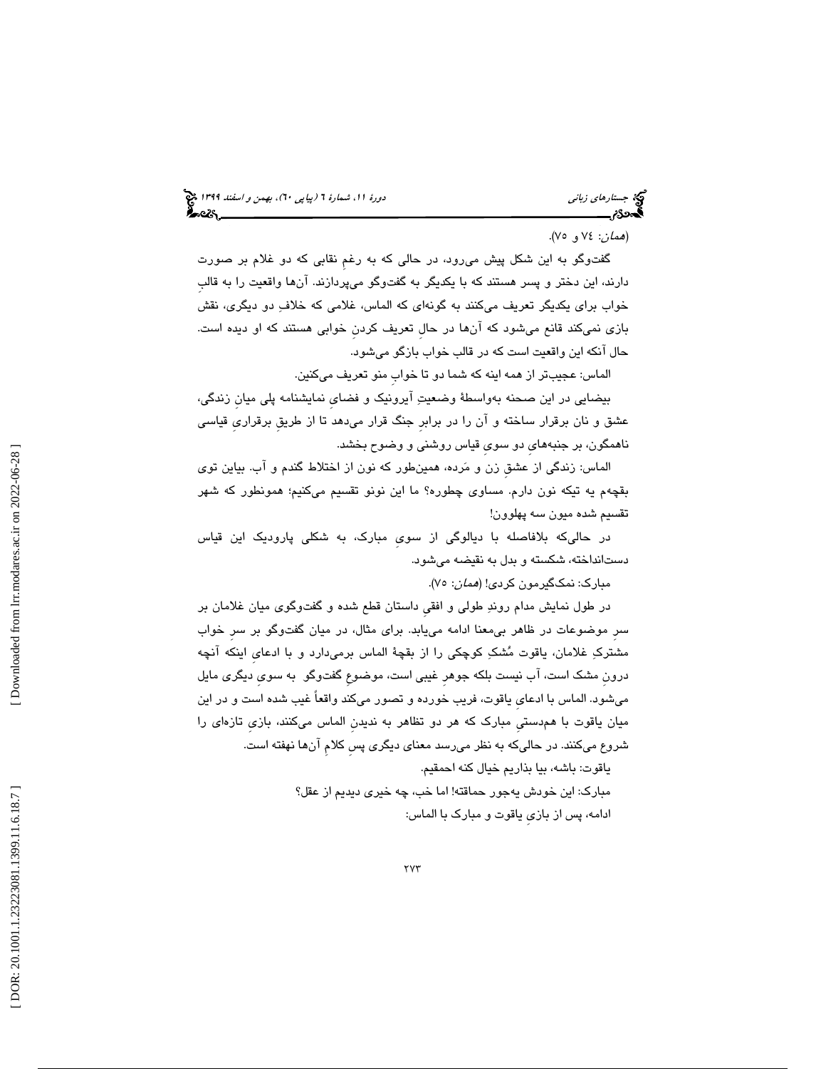(*همان*: ۷٤ و ۷۵).

گفت‌وگو به این شکل پیش می‌رود، در حالی که به رغمِ نقابی که به دو غلام بر صورت دارند، این دختر و پسر هستند که با یکدیگر به گفت‌وگو می‌پردازند. آن‌ها واقعیت را به قالبِ خواب برای یکدیگر تعریف می‌کنند به گونه‌ای که الماس، غلامی که خلافِ دو دیگری، نقش بازی نمی‌کند قانع می‌شود که آن‌ها در حالِ تعریف کردنِ خوابی هستند که او دیده است. حال آنکه این واقعیت است که در قالب خوابِ بازگو می‌شود.

الماس: عجیب‌تر از همه اینه که شما دو تا خوابِ منو تعریف می‌کنین.

بیضایی در این صحنه به‌واسطهٔ وضعیتِ آیرونیک و فضای نمایشنامه پلی میانِ زندگی، عشق و نان برقرار ساخته و آن را در برابرِ جنگ قرار می‌دهد تا از طریقِ برقراریِ قیاسی ناهمگون، بر جنبه‌هایِ دو سویِ قیاس روشنی و وضوح بخشد.

الماس: زندگی از عشقِ زن و مَرده، همین‌طور که نون از اختلاط گندم و آب. بیاین توی بقچه‌م یه تیکه نون دارم. مساوی چطوره؟ ما این نونو تقسیم می‌کنیم؛ همونطور که شهر تقسیم شده میون سه پهلوون!

در حالی‌که بلافاصله با دیالوگی از سویِ مبارک، به شکلی پارودیک این قیاس دست‌انداخته، شکسته و بدل به نقیضه می‌شود.

مبارک: نمک‌گیرمون کردی! (*همان*: ۷۵).

در طول نمایش مدام روندِ طولی و افقیِ داستان قطع شده و گفت‌وگوی میان غلامان بر سرِ موضوعات در ظاهر بی‌معنا ادامه می‌یابد. برای مثال، در میان گفت‌وگو بر سرِ خواب مشترکِ غلامان، یاقوت مُشکِ کوچکی را از بقچهٔ الماس برمی‌دارد و با ادعایِ اینکه آنچه درونِ مشک است، آب نیست بلکه جوهرِ غیبی است، موضوعِ گفت‌وگو به سویِ دیگری مایل می‌شود. الماس با ادعایِ یاقوت، فریب خورده و تصور می‌کند واقعاً غیب شده است و در این میان یاقوت با هم‌دستیِ مبارک که هر دو تظاهر به ندیدنِ الماس می‌کنند، بازیِ تازه‌ای را شروع می‌کنند. در حالی‌که به نظر می‌رسد معنای دیگری پسِ کلامِ آن‌ها نهفته است.

یاقوت: باشه، بیا بذاریم خیال کنه احمقیم.

مبارک: این خودش یه‌جور حماقته! اما خب، چه خیری دیدیم از عقل؟

ادامه، پس از بازیِ یاقوت و مبارک با الماس: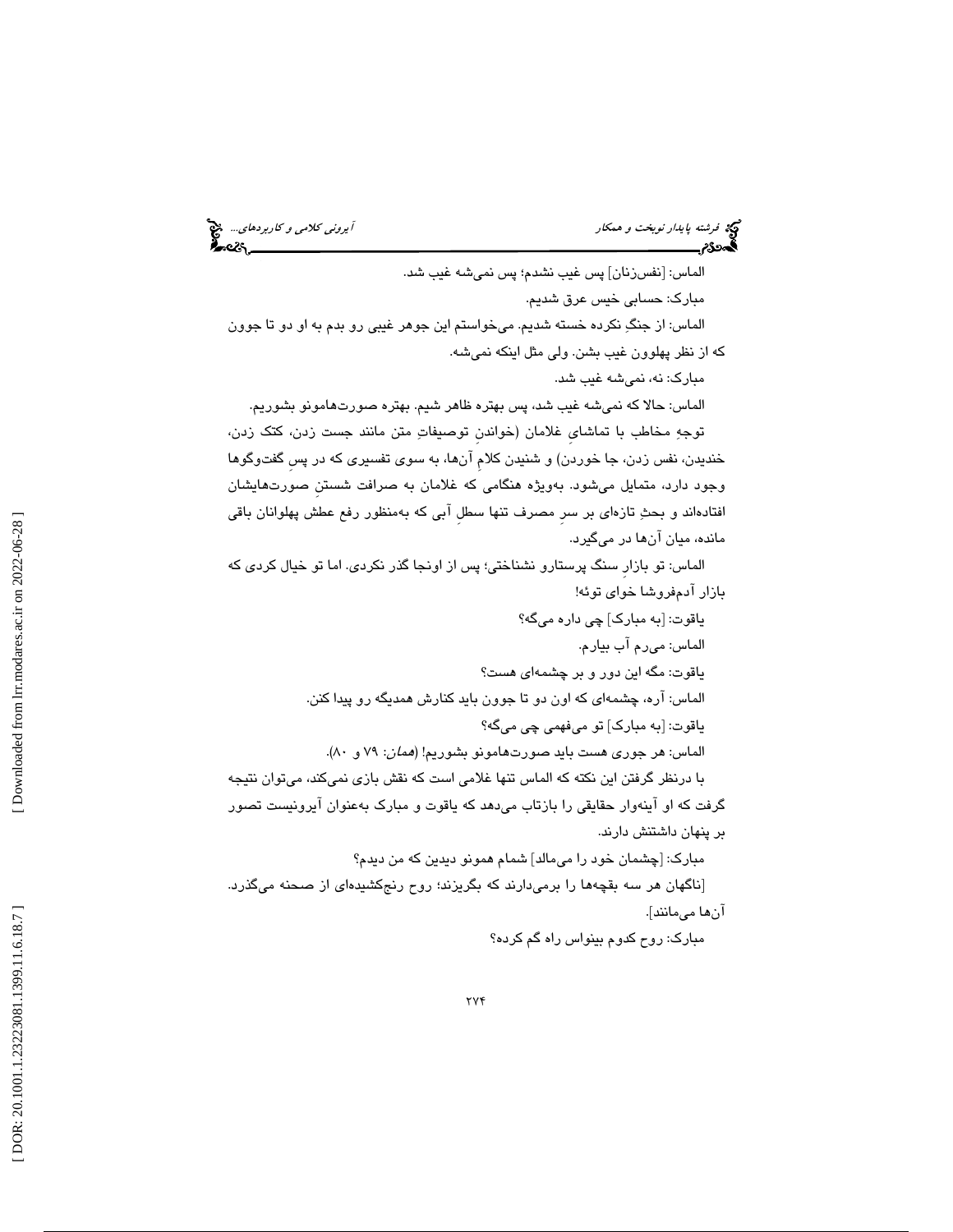الماس: [نفس‌زنان] پس غیب نشدم؛ پس نمی‌شه غیب شد.

مبارک: حسابی خیس عرق شدیم.

الماس: از جنگِ نکرده خسته شدیم. می‌خواستم این جوهر غیبی رو بدم به او دو تا جوون که از نظر پهلوون غیب بشن. ولی مثل اینکه نمی‌شه.

مبارک: نه، نمی‌شه غیب شد.

الماس: حالا که نمی‌شه غیب شد، پس بهتره ظاهر شیم. بهتره صورت‌هامونو بشوریم.

توجهِ مخاطب با تماشایِ غلامان (خواندنِ توصیفاتِ متن مانند جست زدن، کتک زدن، خندیدن، نفس زدن، جا خوردن) و شنیدن کلامِ آن‌ها، به سوی تفسیری که در پسِ گفت‌وگوها وجود دارد، متمایل می‌شود. به‌ویژه هنگامی که غلامان به صرافت شستنِ صورت‌هایشان افتاده‌اند و بحثِ تازه‌ای بر سرِ مصرف تنها سطلِ آبی که به‌منظور رفع عطش پهلوانان باقی مانده، میان آن‌ها در می‌گیرد.

الماس: تو بازارِ سنگ پرستارو نشناختی؛ پس از اونجا گذر نکردی. اما تو خیال کردی که بازار آدم‌فروشا خَوای توئه!

یاقوت: [به مبارک] چی داره می‌گه؟

الماس: می‌رم آب بیارم.

یاقوت: مگه این دور و بر چشمه‌ای هست؟

الماس: آره، چشمه‌ای که اون دو تا جوون باید کنارش همدیگه رو پیدا کنن.

یاقوت: [به مبارک] تو می‌فهمی چی می‌گه؟

الماس: هر جوری هست باید صورت‌هامونو بشوریم! (*همان*: ۷۹ و ۸۰).

با درنظر گرفتن این نکته که الماس تنها غلامی است که نقش بازی نمی‌کند، می‌توان نتیجه گرفت که او آینه‌وار حقایقی را بازتاب می‌دهد که یاقوت و مبارک به‌عنوان آیرونیست تصور بر پنهان داشتنش دارند.

مبارک: [چشمان خود را می‌مالد] شمام همونو دیدین که من دیدم؟

[ناگهان هر سه بقچه‌ها را برمی‌دارند که بگریزند؛ روح رنج‌کشیده‌ای از صحنه می‌گذرد. آن‌ها می‌مانند].

مبارک: روح کدوم بینواس راه گم کرده؟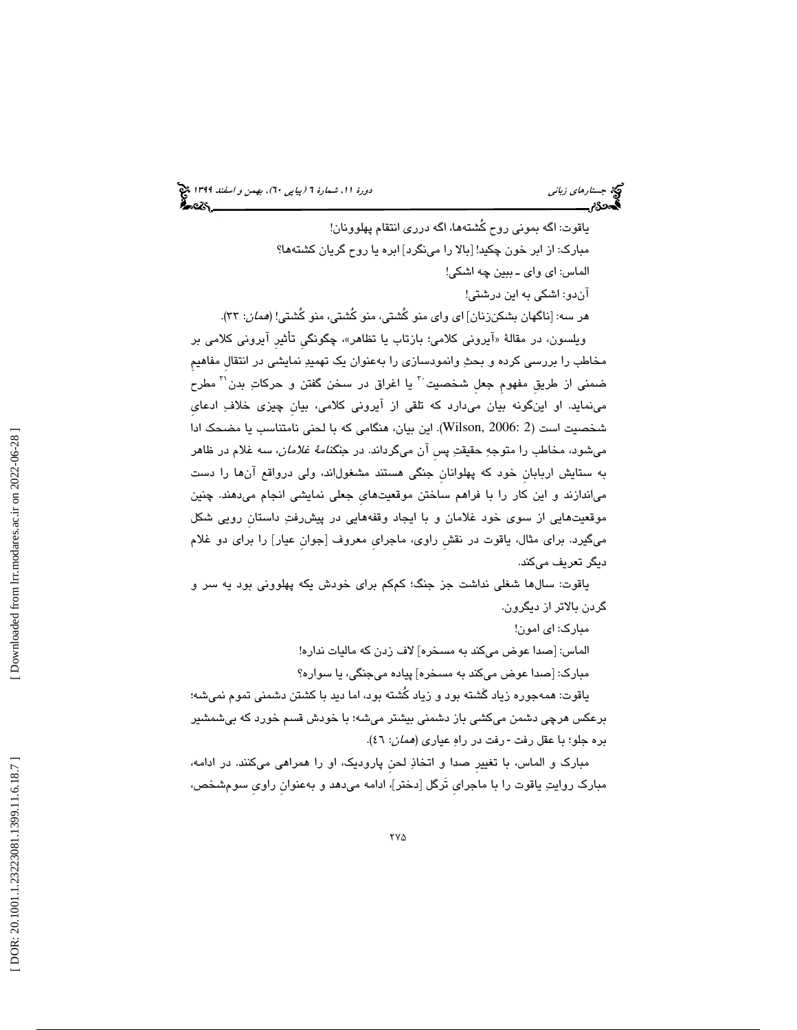یاقوت: اگه بمونی روح کُشته‌ها، اگه درری انتقام پهلوونان!

مبارک: از ابر خون چکید! [بالا را می‌نگرد] ابره یا روح گریان کشته‌ها؟

الماس: ای وای ـ ببین چه اشکی!

آن‌دو: اشکی به این درشتی!

هر سه: [ناگهان بشکن‌زنان] ای وای منو کُشتی، منو کُشتی، منو کُشتی! (*همان*: ۳۳).

ویلسون، در مقالهٔ «آیرونی کلامی؛ بازتاب یا تظاهر»، چگونگیِ تأثیرِ آیرونی کلامی بر مخاطب را بررسی کرده و بحثِ وانمودسازی را به‌عنوان یک تمهیدِ نمایشی در انتقالِ مفاهیمِ ضمنی از طریقِ مفهومِ جعلِ شخصیت[۳۰] یا اغراق در سخن گفتن و حرکاتِ بدن[۳۱] مطرح می‌نماید. او این‌گونه بیان می‌دارد که تلقی از آیرونی کلامی، بیانِ چیزی خلافِ ادعایِ شخصیت است (Wilson, 2006: 2). این بیان، هنگامی که با لحنی نامتناسب یا مضحک ادا می‌شود، مخاطب را متوجهِ حقیقتِ پسِ آن می‌گرداند. در *جنگنامهٔ غلامان*، سه غلام در ظاهر به ستایش اربابانِ خود که پهلوانانِ جنگی هستند مشغول‌اند، ولی درواقع آن‌ها را دست می‌اندازند و این کار را با فراهم ساختن موقعیت‌هایِ جعلی نمایشی انجام می‌دهند. چنین موقعیت‌هایی از سوی خود غلامان و با ایجاد وقفه‌هایی در پیش‌رفتِ داستانِ رویی شکل می‌گیرد. برای مثال، یاقوت در نقشِ راوی، ماجرایِ معروف [جوانِ عیار] را برای دو غلام دیگر تعریف می‌کند.

یاقوت: سال‌ها شغلی نداشت جز جنگ؛ کم‌کم برای خودش یکه پهلوونی بود یه سر و گردن بالاتر از دیگرون.

مبارک: ای امون!

الماس: [صدا عوض می‌کند به مسخره] لاف زدن که مالیات نداره!

مبارک: [صدا عوض می‌کند به مسخره] پیاده می‌جنگی، یا سواره؟

یاقوت: همه‌جوره زیاد گَشته بود و زیاد کُشته بود، اما دید با کشتن دشمنی تموم نمی‌شه؛ برعکس هرچی دشمن می‌کشی باز دشمنی بیشتر می‌شه؛ با خودش قسم خورد که بی‌شمشیر بره جلو؛ با عقل رفت ـ رفت در راهِ عیاری (*همان*: ٤٦).

مبارک و الماس، با تغییرِ صدا و اتخاذِ لحنِ پارودیک، او را همراهی می‌کنند. در ادامه، مبارک روایتِ یاقوت را با ماجرایِ تَرگل [دختر]، ادامه می‌دهد و به‌عنوانِ راویِ سوم‌شخص،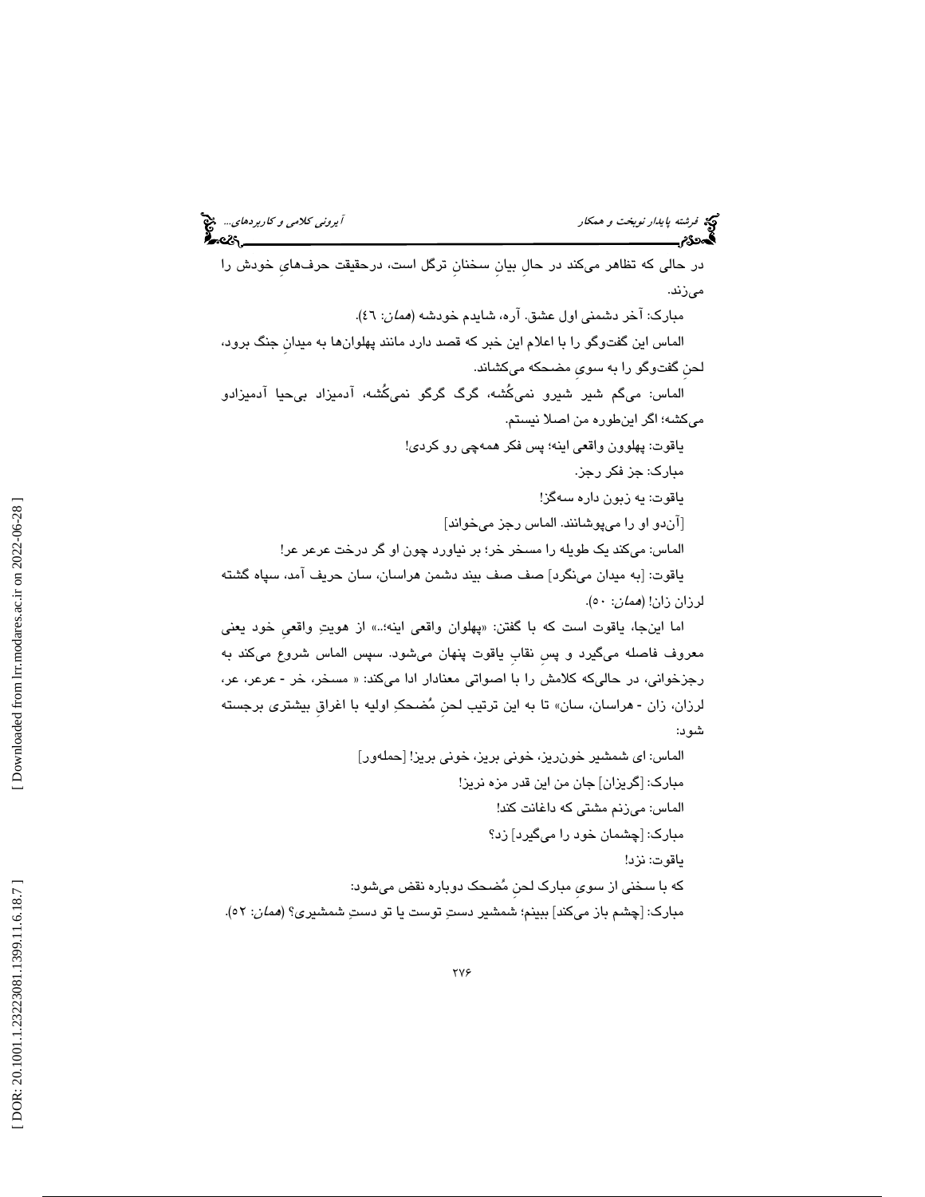در حالی که تظاهر می‌کند در حالِ بیانِ سخنانِ ترگل است، درحقیقت حرف‌هایِ خودش را می‌زند.

مبارک: آخر دشمنی اول عشق. آره، شایدم خودشه (*همان*: ٤٦).

الماس این گفت‌وگو را با اعلام این خبر که قصد دارد مانند پهلوان‌ها به میدانِ جنگ برود، لحنِ گفت‌وگو را به سویِ مضحکه می‌کشاند.

الماس: می‌گم شیر شیرو نمی‌کُشه، گرگ گرگو نمی‌کُشه، آدمیزاد بی‌حیا آدمیزادو می‌کشه؛ اگر این‌طوره من اصلا نیستم.

یاقوت: پهلوون واقعی اینه؛ پس فکر همه‌چی رو کردی!

مبارک: جز فکر رجز.

یاقوت: یه زبون داره سه‌گز!

[آن‌دو او را می‌پوشانند. الماس رجز می‌خواند]

الماس: می‌کند یک طویله را مسخر خر؛ بر نیاورد چون او گر درخت عرعر عر!

یاقوت: [به میدان می‌نگرد] صف صف بیند دشمن هراسان، سان حریف آمد، سپاه گشته لرزان زان! (*همان*: ٥٠).

اما این‌جا، یاقوت است که با گفتن: «پهلوان واقعی اینه؛..» از هویتِ واقعیِ خود یعنی معروف فاصله می‌گیرد و پسِ نقابِ یاقوت پنهان می‌شود. سپس الماس شروع می‌کند به رجزخوانی، در حالی‌که کلامش را با اصواتی معنادار ادا می‌کند: « مسخر، خر - عرعر، عر، لرزان، زان - هراسان، سان» تا به این ترتیب لحنِ مُضحکِ اولیه با اغراقِ بیشتری برجسته شود:

الماس: ای شمشیر خون‌ریز، خونی بریز، خونی بریز! [حمله‌ور]

مبارک: [گریزان] جان من این قدر مزه نریز!

الماس: می‌زنم مشتی که داغانت کند!

مبارک: [چشمان خود را می‌گیرد] زد؟

یاقوت: نزد!

که با سخنی از سویِ مبارک لحنِ مُضحک دوباره نقض می‌شود:

مبارک: [چشم باز می‌کند] ببینم؛ شمشیر دستِ توست یا تو دستِ شمشیری؟ (*همان*: ٥٢).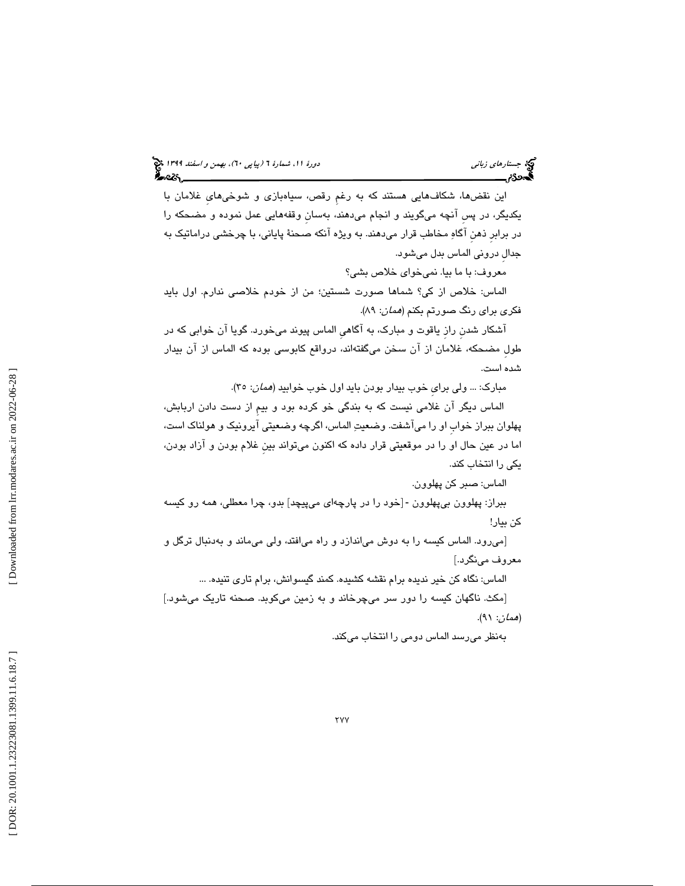این نقض‌ها، شکاف‌هایی هستند که به رغمِ رقص، سیاه‌بازی و شوخی‌هایِ غلامان با یکدیگر، در پسِ آنچه می‌گویند و انجام می‌دهند، به‌سانِ وقفه‌هایی عمل نموده و مضحکه را در برابرِ ذهنِ آگاهِ مخاطب قرار می‌دهند. به ویژه آنکه صحنۀ پایانی، با چرخشی دراماتیک به جدالِ درونی الماس بدل می‌شود.

معروف: با ما بیا. نمی‌خوای خلاص بشی؟

الماس: خلاص از کی؟ شماها صورت شستین؛ من از خودم خلاصی ندارم. اول باید فکری برای رنگ صورتم بکنم (*همان*: ۸۹).

آشکار شدنِ رازِ یاقوت و مبارک، به آگاهیِ الماس پیوند می‌خورد. گویا آن خوابی که در طولِ مضحکه، غلامان از آن سخن می‌گفته‌اند، درواقع کابوسی بوده که الماس از آن بیدار شده است.

مبارک: ... ولی برایِ خوب بیدار بودن باید اول خوب خوابید (*همان*: ۳۵).

الماس دیگر آن غلامی نیست که به بندگی خو کرده بود و بیمِ از دست دادن اربابش، پهلوان ببراز خوابِ او را می‌آشفت. وضعیتِ الماس، اگرچه وضعیتی آیرونیک و هولناک است، اما در عین حال او را در موقعیتی قرار داده که اکنون می‌تواند بینِ غلام بودن و آزاد بودن، یکی را انتخاب کند.

الماس: صبر کن پهلوون.

ببراز: پهلوون بی‌پهلوون -[خود را در پارچه‌ای می‌پیچد] بدو، چرا معطلی، همه رو کیسه کن بیار!

[می‌رود. الماس کیسه را به دوش می‌اندازد و راه می‌افتد، ولی می‌ماند و به‌دنبال ترگل و معروف می‌نگرد.]

الماس: نگاه کن خیر ندیده برام نقشه کشیده. کمند گیسوانش، برام تاری تنیده. ...

[مکث. ناگهان کیسه را دور سر می‌چرخاند و به زمین می‌کوبد. صحنه تاریک می‌شود.] (*همان*: ۹۱).

به‌نظر می‌رسد الماس دومی را انتخاب می‌کند.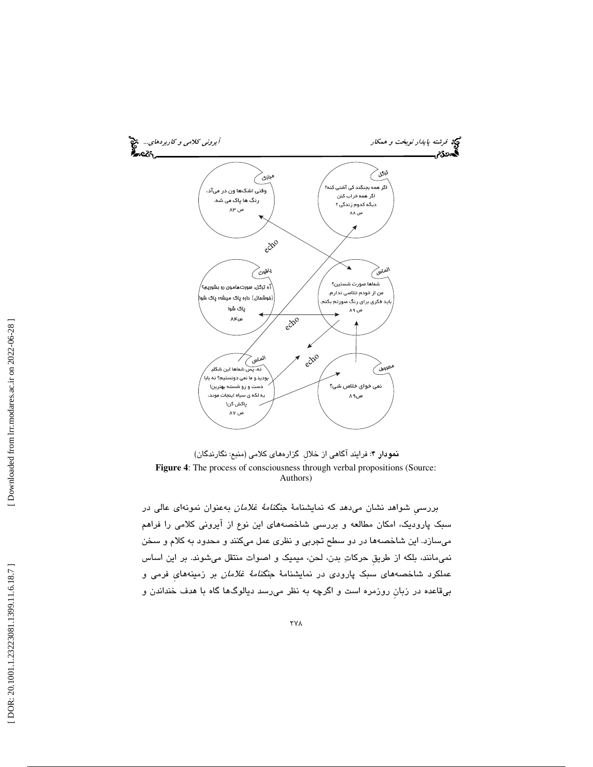مروارید
وقتی اشک‌ها ون در می‌آد،
رنگ ها پاک می شه.
ص ۸۳

ترگل
اگر همه بجنگند کی آشتی کنه؟
اگر همه خراب کنن
دیگه کدوم زندگی ؟
ص ۸۸

echo

یاقوت
آه ترگل، صورت‌هامون رو بشوریم؟
(خوشحال) داره پاک میشه؛ پاک شو!
پاک شو!
ص۸۴

الماس
شماها صورت شستین؟
من از خودم خلاصی ندارم.
باید فکری برای رنگ صورتم بکنم.
ص ۸۹

echo

echo

الماس
نه، پس شماها این شکلی
بودید و ما نمی دونستیم؟ نه بابا
دست و رو شسته بهترین!
یه لکه ی سیاه اینجات موند،
پاکش کن!
ص ۸۷

معروف
نمی خوای خلاص شی؟
ص۸۹

**نمودار ۴**: فرایند آگاهی از خلالِ گزاره‌های کلامی (منبع: نگارندگان)

**Figure 4**: The process of consciousness through verbal propositions (Source: Authors)

بررسیِ شواهد نشان می‌دهد که نمایشنامهٔ *جنگنامهٔ غلامان* به‌عنوان نمونه‌ای عالی در سبک پارودیک، امکان مطالعه و بررسی شاخصه‌های این نوع از آیرونی کلامی را فراهم می‌سازد. این شاخصه‌ها در دو سطح تجربی و نظری عمل می‌کنند و محدود به کلام و سخن نمی‌مانند، بلکه از طریقِ حرکاتِ بدن، لحن، میمیک و اصوات منتقل می‌شوند. بر این اساس عملکرد شاخصه‌های سبک پارودی در نمایشنامهٔ *جنگنامهٔ غلامان* بر زمینه‌هایِ فرمی و بی‌قاعده در زبانِ روزمره است و اگرچه به نظر می‌رسد دیالوگ‌ها گاه با هدف خنداندن و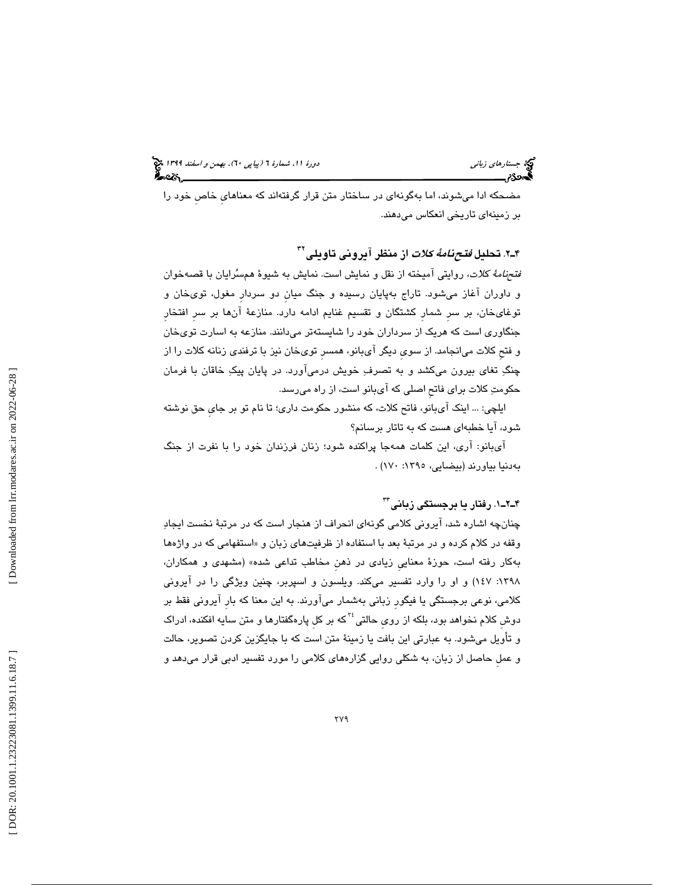مضحکه ادا می‌شوند، اما به‌گونه‌ای در ساختار متن قرار گرفته‌اند که معناهایِ خاصِ خود را بر زمینه‌ای تاریخی انعکاس می‌دهند.

## ۴ـ۲. تحلیل *فتح‌نامهٔ کلات* از منظر آیرونی تاویلی[32]

*فتح‌نامهٔ کلات*، روایتی آمیخته از نقل و نمایش است. نمایش به شیوهٔ همسُرایان با قصه‌خوان و داوران آغاز می‌شود. تاراج به‌پایان رسیده و جنگ میانِ دو سردارِ مغول، توی‌خان و توغای‌خان، بر سرِ شمارِ کشتگان و تقسیم غنایم ادامه دارد. منازعهٔ آن‌ها بر سرِ افتخارِ جنگاوری است که هریک از سرداران خود را شایسته‌تر می‌دانند. منازعه به اسارت توی‌خان و فتحِ کلات می‌انجامد. از سویِ دیگر آی‌بانو، همسرِ توی‌خان نیز با ترفندی زنانه کلات را از چنگِ تغای بیرون می‌کشد و به تصرفِ خویش درمی‌آورد. در پایان پیکِ خاقان با فرمان حکومتِ کلات برای فاتحِ اصلی که آی‌بانو است، از راه می‌رسد.

ایلچی: ... اینک آی‌بانو، فاتح کلات، که منشور حکومت داری؛ تا نام تو بر جایِ حق نوشته شود، آیا خطبه‌ای هست که به تاتار برسانم؟

آی‌بانو: آری، این کلمات همه‌جا پراکنده شود؛ زنان فرزندان خود را با نفرت از جنگ به‌دنیا بیاورند (بیضایی، ۱۳۹۵: ۱۷۰) .

### ۴ـ۲ـ۱. رفتار یا برجستگی زبانی[33]

چنان‌چه اشاره شد، آیرونی کلامی گونه‌ای انحراف از هنجار است که در مرتبهٔ نخست ایجادِ وقفه در کلام کرده و در مرتبهٔ بعد با استفاده از ظرفیت‌های زبان و «استفهامی که در واژه‌ها به‌کار رفته است، حوزهٔ معناییِ زیادی در ذهنِ مخاطب تداعی شده» (مشهدی و همکاران، ۱۳۹۸: ۱٤۷) و او را وارد تفسیر می‌کند. ویلسون و اسپربر، چنین ویژگی را در آیرونی کلامی، نوعی برجستگی یا فیگورِ زبانی به‌شمار می‌آورند. به این معنا که بارِ آیرونی فقط بر دوشِ کلام نخواهد بود، بلکه از رویِ حالتی[34] که بر کلِ پاره‌گفتارها و متن سایه افکنده، ادراک و تأویل می‌شود. به عبارتی این بافت یا زمینهٔ متن است که با جایگزین کردن تصویر، حالت و عملِ حاصل از زبان، به شکلی روایی گزاره‌های کلامی را مورد تفسیر ادبی قرار می‌دهد و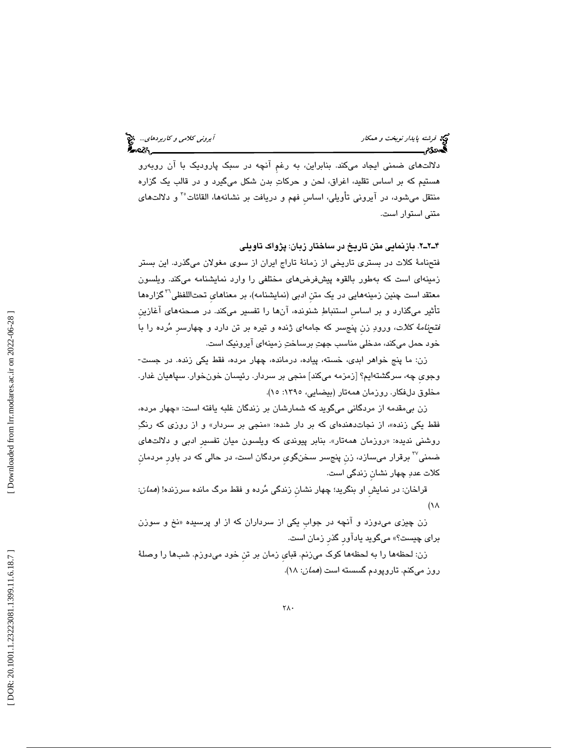دلالت‌های ضمنی ایجاد می‌کند. بنابراین، به رغمِ آنچه در سبک پارودیک با آن روبه‌رو هستیم که بر اساس تقلید، اغراق، لحن و حرکاتِ بدن شکل می‌گیرد و در قالبِ یک گزاره منتقل می‌شود، در آیرونی تأویلی، اساسِ فهم و دریافت بر نشانه‌ها، القائات[۳۵] و دلالت‌های متنی استوار است.

### ۴ـ۲ـ۲. بازنمایی متن تاریخ در ساختار زبان: پژواک تاویلی

فتح‌نامهٔ کلات در بستری تاریخی از زمانهٔ تاراج ایران از سوی مغولان می‌گذرد. این بستر زمینه‌ای است که به‌طور بالقوه پیش‌فرض‌های مختلفی را وارد نمایشنامه می‌کند. ویلسون معتقد است چنین زمینه‌هایی در یک متنِ ادبی (نمایشنامه)، بر معناهایِ تحت‌اللفظی[۳۶] گزاره‌ها تأثیر می‌گذارد و بر اساسِ استنباطِ شنونده، آن‌ها را تفسیر می‌کند. در صحنه‌های آغازینِ *فتح‌نامهٔ کلات*، ورودِ زنِ پنج‌سر که جامه‌ای ژنده و تیره بر تن دارد و چهارسرِ مُرده را با خود حمل می‌کند، مدخلی مناسب جهتِ برساختِ زمینه‌ای آیرونیک است.

زن: ما پنج خواهر ابدی، خسته، پیاده، درمانده، چهار مرده، فقط یکی زنده. در جست-وجویِ چه، سرگشته‌ایم؟ [زمزمه می‌کند] منجی بر سردار. رئیسان خون‌خوار. سپاهیان غدار. مخلوقِ دل‌فکار. روزمان همه‌تار (بیضایی، ۱۳۹۵: ۱۵).

زن بی‌مقدمه از مردگانی می‌گوید که شمارشان بر زندگان غلبه یافته است: «چهار مرده، فقط یکی زنده»، از نجات‌دهنده‌ای که بر دار شده: «منجی بر سردار» و از روزی که رنگِ روشنی ندیده: «روزمان همه‌تار». بنابر پیوندی که ویلسون میان تفسیرِ ادبی و دلالت‌های ضمنی[۳۷] برقرار می‌سازد، زنِ پنج‌سر سخن‌گویِ مردگان است، در حالی که در باورِ مردمانِ کلات عددِ چهار نشانِ زندگی است.

قراخان: در نمایشِ او بنگرید؛ چهار نشانِ زندگی مُرده و فقط مرگ مانده سرزنده! (*همان*: ۱۸)

زن چیزی می‌دوزد و آنچه در جوابِ یکی از سرداران که از او پرسیده «نخ و سوزن برای چیست؟» می‌گوید یادآورِ گذرِ زمان است.

زن: لحظه‌ها را به لحظه‌ها کوک می‌زنم. قبایِ زمان بر تنِ خود می‌دوزم. شب‌ها را وصلهٔ روز می‌کنم. تاروپودم گسسته است (*همان*: ۱۸).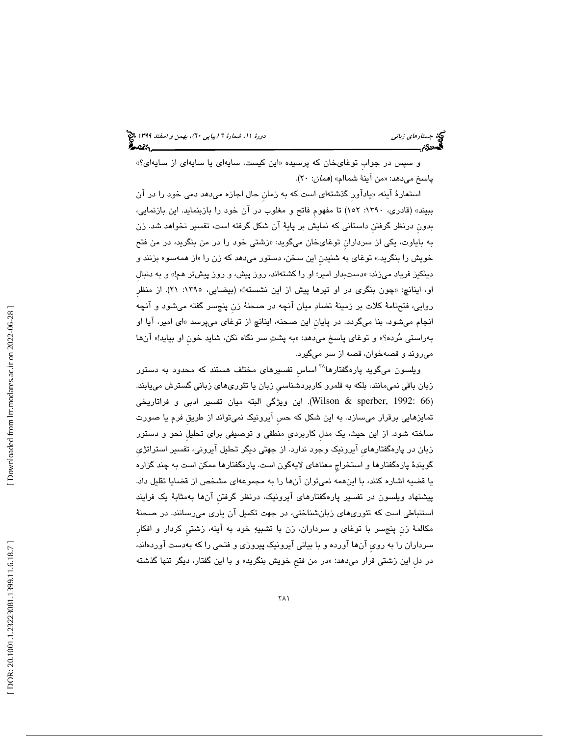و سپس در جوابِ توغای‌خان که پرسیده «این کیست، سایه‌ای یا سایه‌ای از سایه‌ای؟» پاسخ می‌دهد: «من آینهٔ شمالم» (*همان*: ۲۰).

استعارهٔ آینه، «یادآورِ گذشته‌ای است که به زمانِ حال اجازه می‌دهد دمی خود را در آن ببیند» (قادری، ۱۳۹۰: ۱۵۲) تا مفهومِ فاتح و مغلوب در آن خود را بازبنماید. این بازنمایی، بدونِ درنظر گرفتنِ داستانی که نمایش بر پایهٔ آن شکل گرفته است، تفسیر نخواهد شد. زن به باياوت، یکی از سردارانِ توغای‌خان می‌گوید: «زشتیِ خود را در من بنگرید، در من فتح خویش را بنگرید.» توغای به شنیدنِ این سخن، دستور می‌دهد که زن را «از همه‌سو» بزنند و دینکیز فریاد می‌زند: «دست‌بدار امیر؛ او را کشته‌اند، روز پیش، و روز پیش‌تر هم!» و به دنبالِ او، اینانچ: «چون بنگری در او تیرها پیش از این نشسته!» (بیضایی، ۱۳۹۵: ۲۱). از منظرِ روایی، فتح‌نامهٔ کلات بر زمینهٔ تضادِ میان آنچه در صحنهٔ زنِ پنج‌سر گفته می‌شود و آنچه انجام می‌شود، بنا می‌گردد. در پایانِ این صحنه، اینانچ از توغای می‌پرسد «ای امیر، آیا او به‌راستی مُرده؟» و توغای پاسخ می‌دهد: «به پشتِ سر نگاه نکن، شاید خونِ او بیاید!» آن‌ها می‌روند و قصه‌خوان، قصه از سر می‌گیرد.

ویلسون می‌گوید پاره‌گفتارها[۳۸] اساسِ تفسیرهای مختلف هستند که محدود به دستور زبان باقی نمی‌مانند، بلکه به قلمرو کاربردشناسیِ زبان یا تئوری‌های زبانی گسترش می‌یابند. (Wilson & sperber, 1992: 66). این ویژگی البته میان تفسیر ادبی و فراتاریخی تمایزهایی برقرار می‌سازد. به این شکل که حسِ آیرونیک نمی‌تواند از طریقِ فرم یا صورت ساخته شود. از این حیث، یک مدلِ کاربردیِ منطقی و توصیفی برای تحلیلِ نحو و دستور زبان در پاره‌گفتارهایِ آیرونیک وجود ندارد. از جهتی دیگر تحلیل آیرونی، تفسیر استراتژیِ گویندهٔ پاره‌گفتارها و استخراجِ معناهای لایه‌گون است. پاره‌گفتارها ممکن است به چند گزاره یا قضیه اشاره کنند، با این‌همه نمی‌توان آن‌ها را به مجموعه‌ای مشخص از قضایا تقلیل داد. پیشنهاد ویلسون در تفسیر پاره‌گفتارهای آیرونیک، درنظر گرفتنِ آن‌ها به‌مثابهٔ یک فرایند استنباطی است که تئوری‌های زبان‌شناختی، در جهت تکمیل آن یاری می‌رسانند. در صحنهٔ مکالمهٔ زنِ پنج‌سر با توغای و سرداران، زن با تشبیهِ خود به آینه، زشتیِ کردار و افکارِ سرداران را به رویِ آن‌ها آورده و با بیانی آیرونیک پیروزی و فتحی را که به‌دست آورده‌اند، در دلِ این زشتی قرار می‌دهد: «در من فتحِ خویش بنگرید» و با این گفتار، دیگر تنها گذشته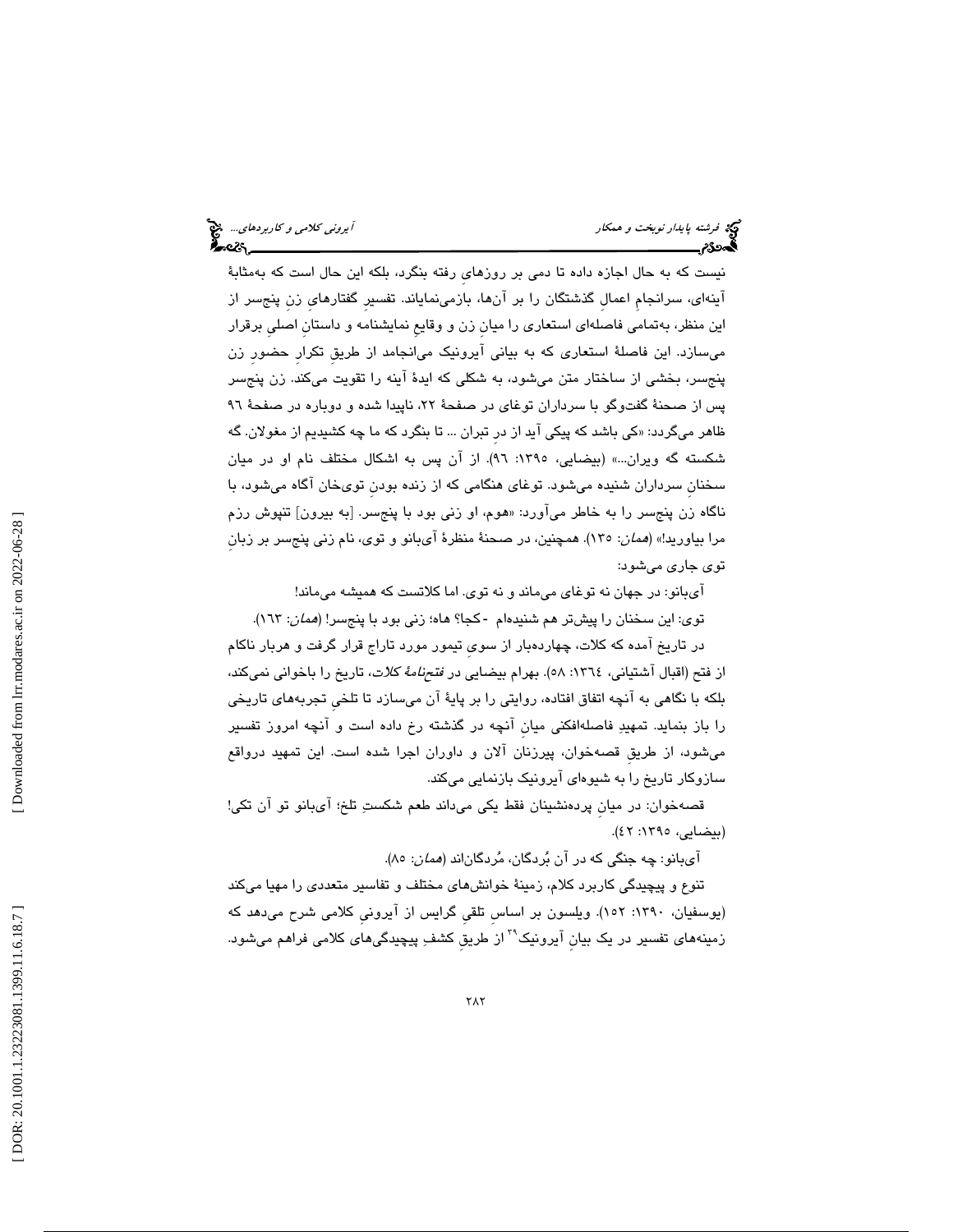نیست که به حال اجازه داده تا دمی بر روزهای رفته بنگرد، بلکه این حال است که به‌مثابهٔ آینه‌ای، سرانجامِ اعمالِ گذشتگان را بر آن‌ها، بازمی‌نمایاند. تفسیرِ گفتارهای زنِ پنج‌سر از این منظر، به‌تمامی فاصله‌ای استعاری را میانِ زن و وقایعِ نمایشنامه و داستانِ اصلی برقرار می‌سازد. این فاصلهٔ استعاری که به بیانی آیرونیک می‌انجامد از طریقِ تکرارِ حضورِ زن پنج‌سر، بخشی از ساختار متن می‌شود، به شکلی که ایدهٔ آینه را تقویت می‌کند. زن پنج‌سر پس از صحنهٔ گفت‌وگو با سرداران توغای در صفحهٔ ۲۲، ناپیدا شده و دوباره در صفحهٔ ۹۶ ظاهر می‌گردد: «کی باشد که پیکی آید از درِ تبران ... تا بنگرد که ما چه کشیدیم از مغولان. گه شکسته گه ویران...» (بیضایی، ۱۳۹۵: ۹۶). از آن پس به اشکال مختلف نام او در میان سخنانِ سرداران شنیده می‌شود. توغای هنگامی که از زنده بودنِ توی‌خان آگاه می‌شود، با ناگاه زن پنج‌سر را به خاطر می‌آورد: «هوم، او زنی بود با پنج‌سر. [به بیرون] تنپوش رزم مرا بیاورید!» (*همان*: ۱۳۵). همچنین، در صحنهٔ منظرهٔ آی‌بانو و توی، نام زنی پنج‌سر بر زبانِ توی جاری می‌شود:

آی‌بانو: در جهان نه توغای می‌ماند و نه توی. اما کلاتست که همیشه می‌ماند!

توی: این سخنان را پیش‌تر هم شنیده‌ام -کجا؟ هاه؛ زنی بود با پنج‌سر! (*همان*: ۱۶۳).

در تاریخ آمده که کلات، چهارده‌بار از سوی تیمور مورد تاراج قرار گرفت و هربار ناکام از فتح (اقبال آشتیانی، ۱۳٦٤: ۵۸). بهرام بیضایی در *فتحنامهٔ کلات*، تاریخ را باخوانی نمی‌کند، بلکه با نگاهی به آنچه اتفاق افتاده، روایتی را بر پایهٔ آن می‌سازد تا تلخیِ تجربه‌های تاریخی را باز بنماید. تمهیدِ فاصله‌افکنی میانِ آنچه در گذشته رخ داده است و آنچه امروز تفسیر می‌شود، از طریقِ قصه‌خوان، پیرزنان آلان و داوران اجرا شده است. این تمهید درواقع سازوکار تاریخ را به شیوه‌ای آیرونیک بازنمایی می‌کند.

قصه‌خوان: در میانِ پرده‌نشینان فقط یکی می‌داند طعم شکستِ تلخ؛ آی‌بانو تو آن تکی! (بیضایی، ۱۳۹۵: ٤۲).

آی‌بانو: چه جنگی که در آن بُردگان، مُردگان‌اند (*همان*: ۸۵).

تنوع و پیچیدگی کاربرد کلام، زمینهٔ خوانش‌های مختلف و تفاسیر متعددی را مهیا می‌کند (یوسفیان، ۱۳۹۰: ۱۵۲). ویلسون بر اساسِ تلقیِ گرایس از آیرونیِ کلامی شرح می‌دهد که زمینه‌های تفسیر در یک بیانِ آیرونیک[۳۹] از طریقِ کشفِ پیچیدگی‌های کلامی فراهم می‌شود.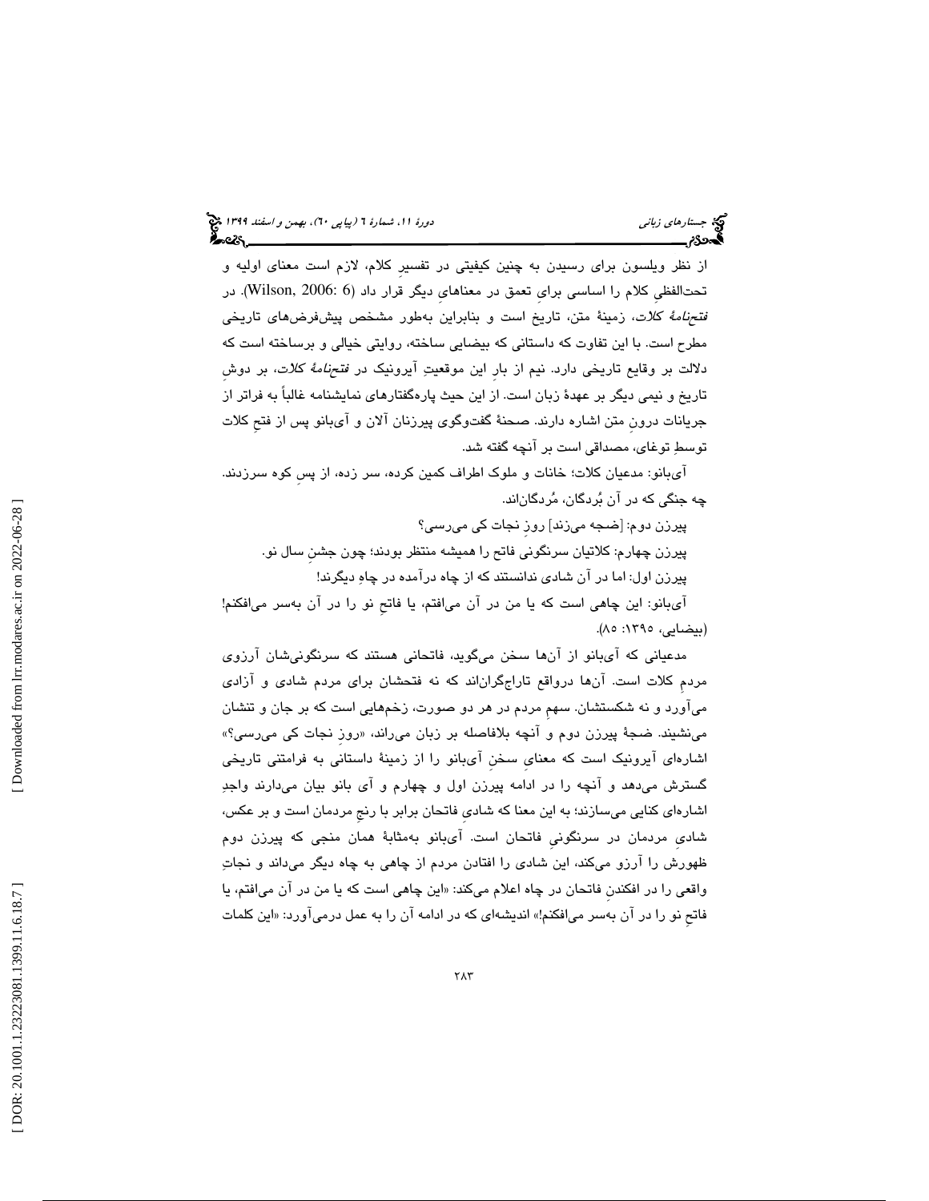از نظر ویلسون برای رسیدن به چنین کیفیتی در تفسیرِ کلام، لازم است معنای اولیه و تحت‌اللفظیِ کلام را اساسی برای تعمق در معناهای دیگر قرار داد (Wilson, 2006: 6). در *فتحنامهٔ کلات*، زمینهٔ متن، تاریخ است و بنابراین به‌طور مشخص پیش‌فرض‌های تاریخی مطرح است. با این تفاوت که داستانی که بیضایی ساخته، روایتی خیالی و برساخته است که دلالت بر وقایع تاریخی دارد. نیم از بارِ این موقعیتِ آیرونیک در *فتحنامهٔ کلات*، بر دوشِ تاریخ و نیمی دیگر بر عهدهٔ زبان است. از این حیث پاره‌گفتارهای نمایشنامه غالباً به فراتر از جریانات درونِ متن اشاره دارند. صحنهٔ گفت‌وگوی پیرزنان آلان و آی‌بانو پس از فتحِ کلات توسطِ توغای، مصداقی است بر آنچه گفته شد.

آی‌بانو: مدعیان کلات؛ خانات و ملوک اطراف کمین کرده، سر زده، از پسِ کوه سرزدند. چه جنگی که در آن بُردگان، مُردگان‌اند.

پیرزن دوم: [ضجه می‌زند] روزِ نجات کی می‌رسی؟

پیرزن چهارم: کلاتیان سرنگونی فاتح را همیشه منتظر بودند؛ چون جشنِ سال نو.

پیرزن اول: اما در آن شادی ندانستند که از چاه درآمده در چاهِ دیگرند!

آی‌بانو: این چاهی است که یا من در آن می‌افتم، یا فاتحِ نو را در آن به‌سر می‌افکنم! (بیضایی، ۱۳۹۵: ۸۵).

مدعیانی که آی‌بانو از آن‌ها سخن می‌گوید، فاتحانی هستند که سرنگونی‌شان آرزوی مردمِ کلات است. آن‌ها درواقع تاراجگران‌اند که نه فتحشان برای مردم شادی و آزادی می‌آورد و نه شکستشان. سهمِ مردم در هر دو صورت، زخم‌هایی است که بر جان و تنشان می‌نشیند. ضجهٔ پیرزن دوم و آنچه بلافاصله بر زبان می‌راند، «روزِ نجات کی می‌رسی؟» اشاره‌ای آیرونیک است که معنایِ سخنِ آی‌بانو را از زمینهٔ داستانی به فرامتنی تاریخی گسترش می‌دهد و آنچه را در ادامه پیرزن اول و چهارم و آی بانو بیان می‌دارند واجدِ اشاره‌ای کنایی می‌سازند؛ به این معنا که شادیِ فاتحان برابر با رنجِ مردمان است و بر عکس، شادیِ مردمان در سرنگونیِ فاتحان است. آی‌بانو به‌مثابهٔ همان منجی که پیرزن دوم ظهورش را آرزو می‌کند، این شادی را افتادن مردم از چاهی به چاه دیگر می‌داند و نجاتِ واقعی را در افکندنِ فاتحان در چاه اعلام می‌کند: «این چاهی است که یا من در آن می‌افتم، یا فاتحِ نو را در آن به‌سر می‌افکنم!» اندیشه‌ای که در ادامه آن را به عمل درمی‌آورد: «این کلمات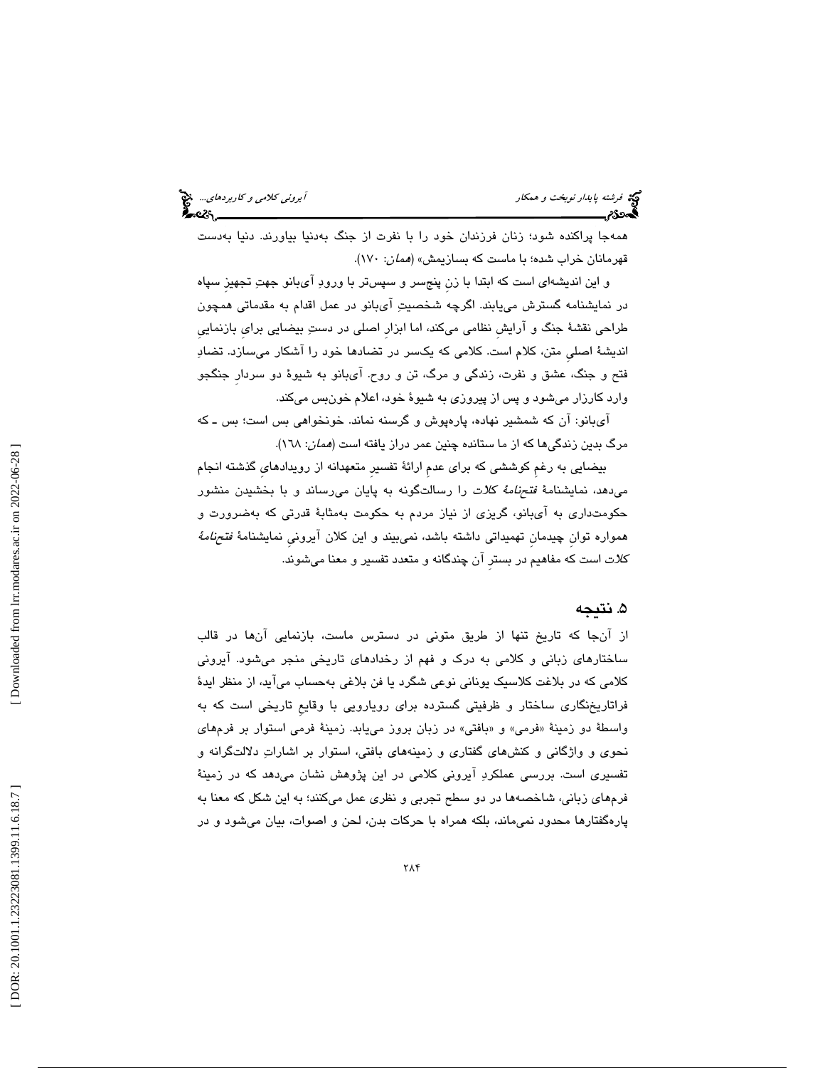همه‌جا پراکنده شود؛ زنان فرزندان خود را با نفرت از جنگ به‌دنیا بیاورند. دنیا به‌دست قهرمانان خراب شده؛ با ماست که بسازیمش» (*همان*: ۱۷۰).

و این اندیشه‌ای است که ابتدا با زنِ پنج‌سر و سپس‌تر با ورودِ آی‌بانو جهتِ تجهیزِ سپاه در نمایشنامه گسترش می‌یابند. اگرچه شخصیتِ آی‌بانو در عمل اقدام به مقدماتی همچون طراحی نقشهٔ جنگ و آرایشِ نظامی می‌کند، اما ابزارِ اصلی در دستِ بیضایی برایِ بازنماییِ اندیشهٔ اصلیِ متن، کلام است. کلامی که یکسر در تضادها خود را آشکار می‌سازد. تضادِ فتح و جنگ، عشق و نفرت، زندگی و مرگ، تن و روح. آی‌بانو به شیوهٔ دو سردارِ جنگجو وارد کارزار می‌شود و پس از پیروزی به شیوهٔ خود، اعلام خون‌بس می‌کند.

آی‌بانو: آن که شمشیر نهاده، پاره‌پوش و گرسنه نماند. خونخواهی بس است؛ بس ـ که مرگ بدین زندگی‌ها که از ما ستانده چنین عمر دراز یافته است (*همان*: ۱۶۸).

بیضایی به رغمِ کوششی که برای عدمِ ارائهٔ تفسیرِ متعهدانه از رویدادهایِ گذشته انجام می‌دهد، نمایشنامهٔ *فتح‌نامهٔ کلات* را رسالت‌گونه به پایان می‌رساند و با بخشیدن منشور حکومت‌داری به آی‌بانو، گریزی از نیاز مردم به حکومت به‌مثابهٔ قدرتی که به‌ضرورت و همواره توانِ چیدمانِ تهمیداتی داشته باشد، نمی‌بیند و این کلان آیرونیِ نمایشنامهٔ *فتح‌نامهٔ کلات* است که مفاهیم در بسترِ آن چندگانه و متعدد تفسیر و معنا می‌شوند.

## ۵. نتیجه

از آن‌جا که تاریخ تنها از طریق متونی در دسترس ماست، بازنمایی آن‌ها در قالب ساختارهای زبانی و کلامی به درک و فهم از رخدادهای تاریخی منجر می‌شود. آیرونی کلامی که در بلاغت کلاسیک یونانی نوعی شگرد یا فن بلاغی به‌حساب می‌آید، از منظر ایدهٔ فراتاریخ‌نگاری ساختار و ظرفیتی گسترده برای رویارویی با وقایعِ تاریخی است که به واسطهٔ دو زمینهٔ «فرمی» و «بافتی» در زبان بروز می‌یابد. زمینهٔ فرمی استوار بر فرم‌های نحوی و واژگانی و کنش‌های گفتاری و زمینه‌های بافتی، استوار بر اشاراتِ دلالت‌گرانه و تفسیری است. بررسی عملکردِ آیرونی کلامی در این پژوهش نشان می‌دهد که در زمینهٔ فرم‌های زبانی، شاخصه‌ها در دو سطح تجربی و نظری عمل می‌کنند؛ به این شکل که معنا به پاره‌گفتارها محدود نمی‌ماند، بلکه همراه با حرکات بدن، لحن و اصوات، بیان می‌شود و در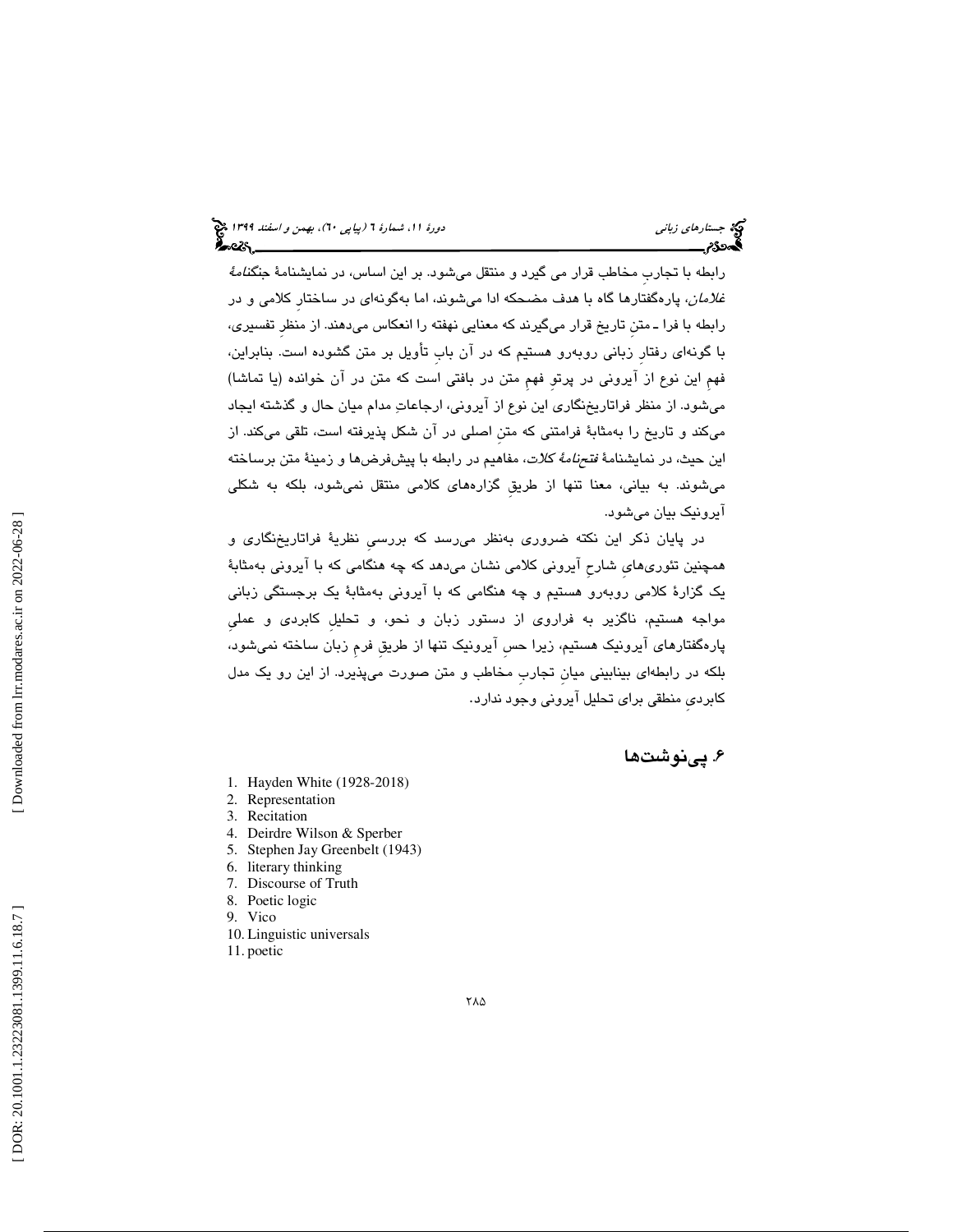رابطه با تجاربِ مخاطب قرار می گیرد و منتقل می‌شود. بر این اساس، در نمایشنامهٔ *جنگنامهٔ غلامان*، پاره‌گفتارها گاه با هدف مضحکه ادا می‌شوند، اما به‌گونه‌ای در ساختارِ کلامی و در رابطه با فرا ـ متنِ تاریخ قرار می‌گیرند که معنایی نهفته را انعکاس می‌دهند. از منظرِ تفسیری، با گونه‌ای رفتارِ زبانی روبه‌رو هستیم که در آن بابِ تأویل بر متن گشوده است. بنابراین، فهمِ این نوع از آیرونی در پرتوِ فهمِ متن در بافتی است که متن در آن خوانده (یا تماشا) می‌شود. از منظر فراتاریخ‌نگاری این نوع از آیرونی، ارجاعاتِ مدام میان حال و گذشته ایجاد می‌کند و تاریخ را به‌مثابهٔ فرامتنی که متنِ اصلی در آن شکل پذیرفته است، تلقی می‌کند. از این حیث، در نمایشنامهٔ *فتحنامهٔ کلات*، مفاهیم در رابطه با پیش‌فرض‌ها و زمینهٔ متن برساخته می‌شوند. به بیانی، معنا تنها از طریقِ گزاره‌های کلامی منتقل نمی‌شود، بلکه به شکلی آیرونیک بیان می‌شود.

در پایان ذکر این نکته ضروری به‌نظر می‌رسد که بررسیِ نظریهٔ فراتاریخ‌نگاری و همچنین تئوری‌هایِ شارحِ آیرونی کلامی نشان می‌دهد که چه هنگامی که با آیرونی به‌مثابهٔ یک گزارهٔ کلامی روبه‌رو هستیم و چه هنگامی که با آیرونی به‌مثابهٔ یک برجستگی زبانی مواجه هستیم، ناگزیر به فراروی از دستور زبان و نحو، و تحلیلِ کاربردی و عملیِ پاره‌گفتارهای آیرونیک هستیم، زیرا حسِ آیرونیک تنها از طریقِ فرمِ زبان ساخته نمی‌شود، بلکه در رابطه‌ای بینابینی میانِ تجاربِ مخاطب و متن صورت می‌پذیرد. از این رو یک مدل کاربردیِ منطقی برای تحلیل آیرونی وجود ندارد.

## ۶. پی‌نوشت‌ها

1. Hayden White (1928-2018)
2. Representation
3. Recitation
4. Deirdre Wilson & Sperber
5. Stephen Jay Greenbelt (1943)
6. literary thinking
7. Discourse of Truth
8. Poetic logic
9. Vico
10. Linguistic universals
11. poetic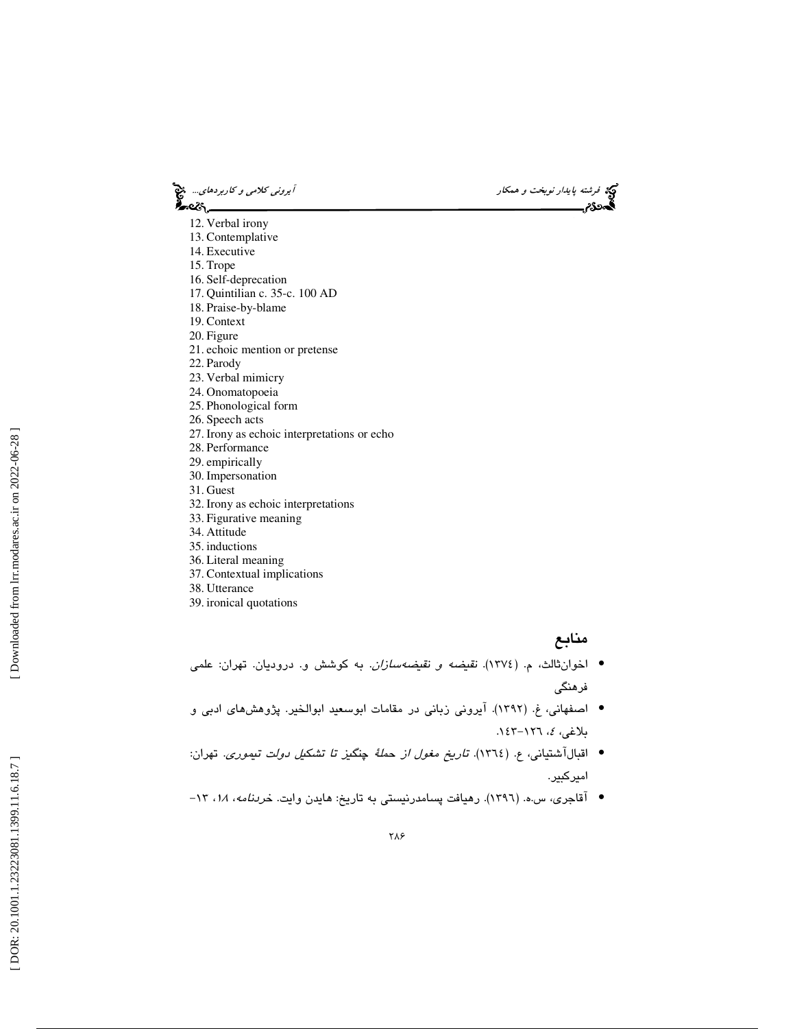12. Verbal irony
13. Contemplative
14. Executive
15. Trope
16. Self-deprecation
17. Quintilian c. 35-c. 100 AD
18. Praise-by-blame
19. Context
20. Figure
21. echoic mention or pretense
22. Parody
23. Verbal mimicry
24. Onomatopoeia
25. Phonological form
26. Speech acts
27. Irony as echoic interpretations or echo
28. Performance
29. empirically
30. Impersonation
31. Guest
32. Irony as echoic interpretations
33. Figurative meaning
34. Attitude
35. inductions
36. Literal meaning
37. Contextual implications
38. Utterance
39. ironical quotations

## منابع

- اخوان‌ثالث، م. (۱۳۷۴). *نقیضه و نقیضه‌سازان*. به کوشش و. درودیان. تهران: علمی فرهنگی
- اصفهانی، غ. (۱۳۹۲). آیرونی زبانی در مقامات ابوسعید ابوالخیر. پژوهش‌های ادبی و بلاغی، *٤*، ١٢٦-١٤٣.
- اقبال‌آشتیانی، ع. (۱۳٦٤). *تاریخ مغول از حملهٔ چنگیز تا تشکیل دولت تیموری*. تهران: امیرکبیر.
- آقاجری، س.ه. (۱۳۹٦). رهیافت پسامدرنیستی به تاریخ: هایدن وایت. *خردنامه*، *۱۸*، ۱۳-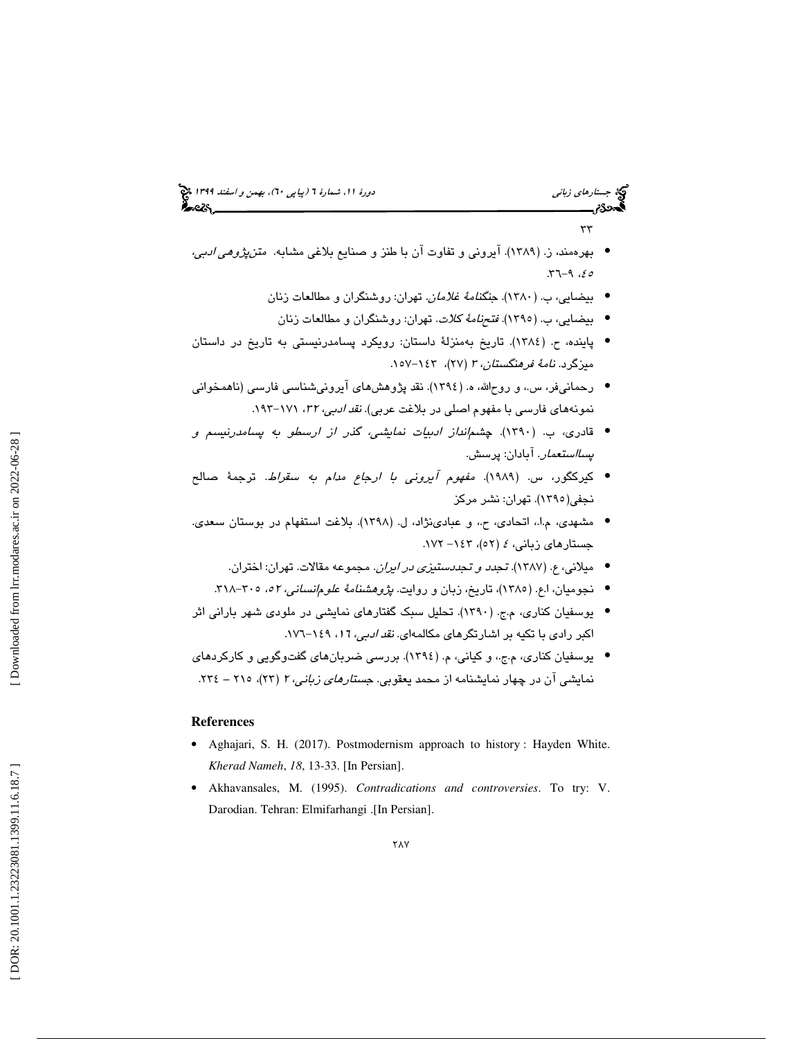- بهره‌مند، ز. (۱۳۸۹). آیرونی و تفاوت آن با طنز و صنایع بلاغی مشابه. *متن‌پژوهی ادبی*، *۴۵*، ۹-۳۶.
- بیضایی، ب. (۱۳۸۰). *جنگنامهٔ غلامان*. تهران: روشنگران و مطالعات زنان
- بیضایی، ب. (۱۳۹۵). *فتحنامهٔ کلات*. تهران: روشنگران و مطالعات زنان
- پاینده، ح. (۱۳۸۴). تاریخ به‌منزلهٔ داستان: رویکرد پسامدرنیستی به تاریخ در داستان میزگرد. *نامهٔ فرهنگستان*، ۳ (۲۷)، ۱۴۳-۱۵۷.
- رحمانی‌فر، س.، و روح‌الله، ه. (۱۳۹۴). نقد پژوهش‌های آیرونی‌شناسی فارسی (ناهمخوانی نمونه‌های فارسی با مفهوم اصلی در بلاغت عربی). *نقد ادبی*، ۳۲، ۱۷۱-۱۹۳.
- قادری، ب. (۱۳۹۰). *چشم‌انداز ادبیات نمایشی، گذر از ارسطو به پسامدرنیسم و پسااستعمار*. آبادان: پرسش.
- کیرکگور، س. (۱۹۸۹). *مفهوم آیرونی با ارجاع مدام به سقراط*. ترجمهٔ صالح نجفی(۱۳۹۵). تهران: نشر مرکز
- مشهدی، م.ا.، اتحادی، ح.، و عبادی‌نژاد، ل. (۱۳۹۸). بلاغت استفهام در بوستان سعدی. جستارهای زبانی، *۴* (۵۲)، ۱۴۳- ۱۷۲.
- میلانی، ع. (۱۳۸۷). *تجدد و تجددستیزی در ایران*. مجموعه مقالات. تهران: اختران.
- نجومیان، ا.ع. (۱۳۸۵)، تاریخ، زبان و روایت. *پژوهشنامهٔ علوم‌انسانی*، *۵۲*، ۳۰۵-۳۱۸.
- یوسفیان کناری، م.ج. (۱۳۹۰). تحلیل سبک گفتارهای نمایشی در ملودی شهر بارانی اثر اکبر رادی با تکیه بر اشارتگرهای مکالمه‌ای. *نقد ادبی*، ۱۶، ۱۴۹-۱۷۶.
- یوسفیان کناری، م.ج.، و کیانی، م. (۱۳۹۴). بررسی ضربان‌های گفت‌وگویی و کارکردهای نمایشی آن در چهار نمایشنامه از محمد یعقوبی. *جستارهای زبانی*، ۲ (۲۳)، ۲۱۵ – ۲۳۴.

## References

- Aghajari, S. H. (2017). Postmodernism approach to history : Hayden White. *Kherad Nameh*, *18*, 13-33. [In Persian].
- Akhavansales, M. (1995). *Contradications and controversies*. To try: V. Darodian. Tehran: Elmifarhangi .[In Persian].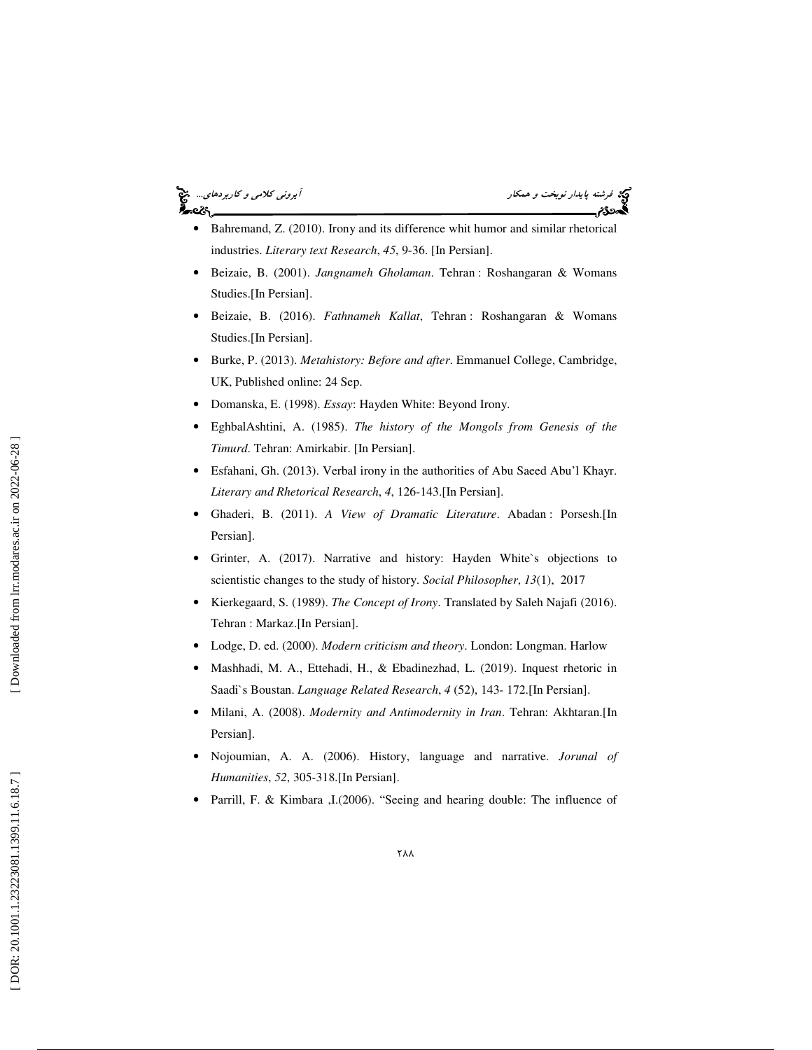- Bahremand, Z. (2010). Irony and its difference whit humor and similar rhetorical industries. *Literary text Research*, *45*, 9-36. [In Persian].
- Beizaie, B. (2001). *Jangnameh Gholaman*. Tehran : Roshangaran & Womans Studies.[In Persian].
- Beizaie, B. (2016). *Fathnameh Kallat*, Tehran : Roshangaran & Womans Studies.[In Persian].
- Burke, P. (2013). *Metahistory: Before and after*. Emmanuel College, Cambridge, UK, Published online: 24 Sep.
- Domanska, E. (1998). *Essay*: Hayden White: Beyond Irony.
- EghbalAshtini, A. (1985). *The history of the Mongols from Genesis of the Timurd*. Tehran: Amirkabir. [In Persian].
- Esfahani, Gh. (2013). Verbal irony in the authorities of Abu Saeed Abu'l Khayr. *Literary and Rhetorical Research*, *4*, 126-143.[In Persian].
- Ghaderi, B. (2011). *A View of Dramatic Literature*. Abadan : Porsesh.[In Persian].
- Grinter, A. (2017). Narrative and history: Hayden White`s objections to scientistic changes to the study of history. *Social Philosopher*, *13*(1), 2017
- Kierkegaard, S. (1989). *The Concept of Irony*. Translated by Saleh Najafi (2016). Tehran : Markaz.[In Persian].
- Lodge, D. ed. (2000). *Modern criticism and theory*. London: Longman. Harlow
- Mashhadi, M. A., Ettehadi, H., & Ebadinezhad, L. (2019). Inquest rhetoric in Saadi`s Boustan. *Language Related Research*, *4* (52), 143- 172.[In Persian].
- Milani, A. (2008). *Modernity and Antimodernity in Iran*. Tehran: Akhtaran.[In Persian].
- Nojoumian, A. A. (2006). History, language and narrative. *Jorunal of Humanities*, *52*, 305-318.[In Persian].
- Parrill, F. & Kimbara ,I.(2006). "Seeing and hearing double: The influence of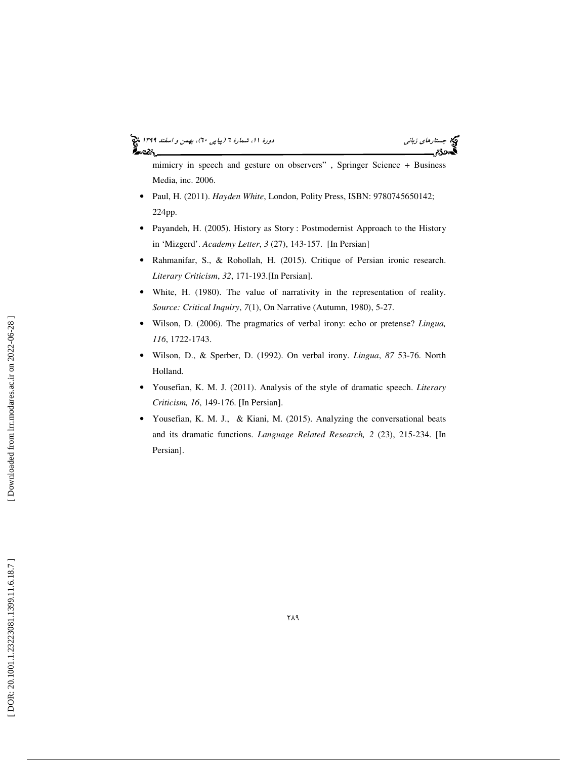mimicry in speech and gesture on observers" , Springer Science + Business Media, inc. 2006.

- Paul, H. (2011). *Hayden White*, London, Polity Press, ISBN: 9780745650142; 224pp.
- Payandeh, H. (2005). History as Story : Postmodernist Approach to the History in 'Mizgerd'. *Academy Letter*, *3* (27), 143-157. [In Persian]
- Rahmanifar, S., & Rohollah, H. (2015). Critique of Persian ironic research. *Literary Criticism*, *32*, 171-193.[In Persian].
- White, H. (1980). The value of narrativity in the representation of reality. *Source: Critical Inquiry*, *7*(1), On Narrative (Autumn, 1980), 5-27.
- Wilson, D. (2006). The pragmatics of verbal irony: echo or pretense? *Lingua, 116*, 1722-1743.
- Wilson, D., & Sperber, D. (1992). On verbal irony. *Lingua*, *87* 53-76. North Holland.
- Yousefian, K. M. J. (2011). Analysis of the style of dramatic speech. *Literary Criticism, 16*, 149-176. [In Persian].
- Yousefian, K. M. J., & Kiani, M. (2015). Analyzing the conversational beats and its dramatic functions. *Language Related Research, 2* (23), 215-234. [In Persian].